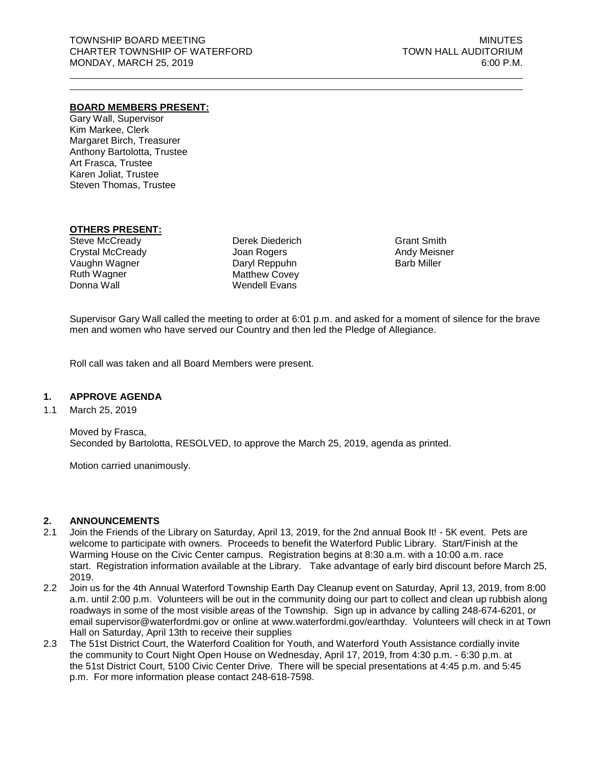TOWNSHIP BOARD MEETING
CHARTER TOWNSHIP OF WATERFORD
MONDAY, MARCH 25, 2019

MINUTES
TOWN HALL AUDITORIUM
6:00 P.M.

---

**BOARD MEMBERS PRESENT:**

Gary Wall, Supervisor
Kim Markee, Clerk
Margaret Birch, Treasurer
Anthony Bartolotta, Trustee
Art Frasca, Trustee
Karen Joliat, Trustee
Steven Thomas, Trustee

**OTHERS PRESENT:**

Steve McCready
Crystal McCready
Vaughn Wagner
Ruth Wagner
Donna Wall
Derek Diederich
Joan Rogers
Daryl Reppuhn
Matthew Covey
Wendell Evans
Grant Smith
Andy Meisner
Barb Miller

Supervisor Gary Wall called the meeting to order at 6:01 p.m. and asked for a moment of silence for the brave men and women who have served our Country and then led the Pledge of Allegiance.

Roll call was taken and all Board Members were present.

## 1. APPROVE AGENDA

1.1 March 25, 2019

Moved by Frasca,
Seconded by Bartolotta, RESOLVED, to approve the March 25, 2019, agenda as printed.

Motion carried unanimously.

## 2. ANNOUNCEMENTS

2.1 Join the Friends of the Library on Saturday, April 13, 2019, for the 2nd annual Book It! - 5K event. Pets are welcome to participate with owners. Proceeds to benefit the Waterford Public Library. Start/Finish at the Warming House on the Civic Center campus. Registration begins at 8:30 a.m. with a 10:00 a.m. race start. Registration information available at the Library. Take advantage of early bird discount before March 25, 2019.

2.2 Join us for the 4th Annual Waterford Township Earth Day Cleanup event on Saturday, April 13, 2019, from 8:00 a.m. until 2:00 p.m. Volunteers will be out in the community doing our part to collect and clean up rubbish along roadways in some of the most visible areas of the Township. Sign up in advance by calling 248-674-6201, or email supervisor@waterfordmi.gov or online at www.waterfordmi.gov/earthday. Volunteers will check in at Town Hall on Saturday, April 13th to receive their supplies

2.3 The 51st District Court, the Waterford Coalition for Youth, and Waterford Youth Assistance cordially invite the community to Court Night Open House on Wednesday, April 17, 2019, from 4:30 p.m. - 6:30 p.m. at the 51st District Court, 5100 Civic Center Drive. There will be special presentations at 4:45 p.m. and 5:45 p.m. For more information please contact 248-618-7598.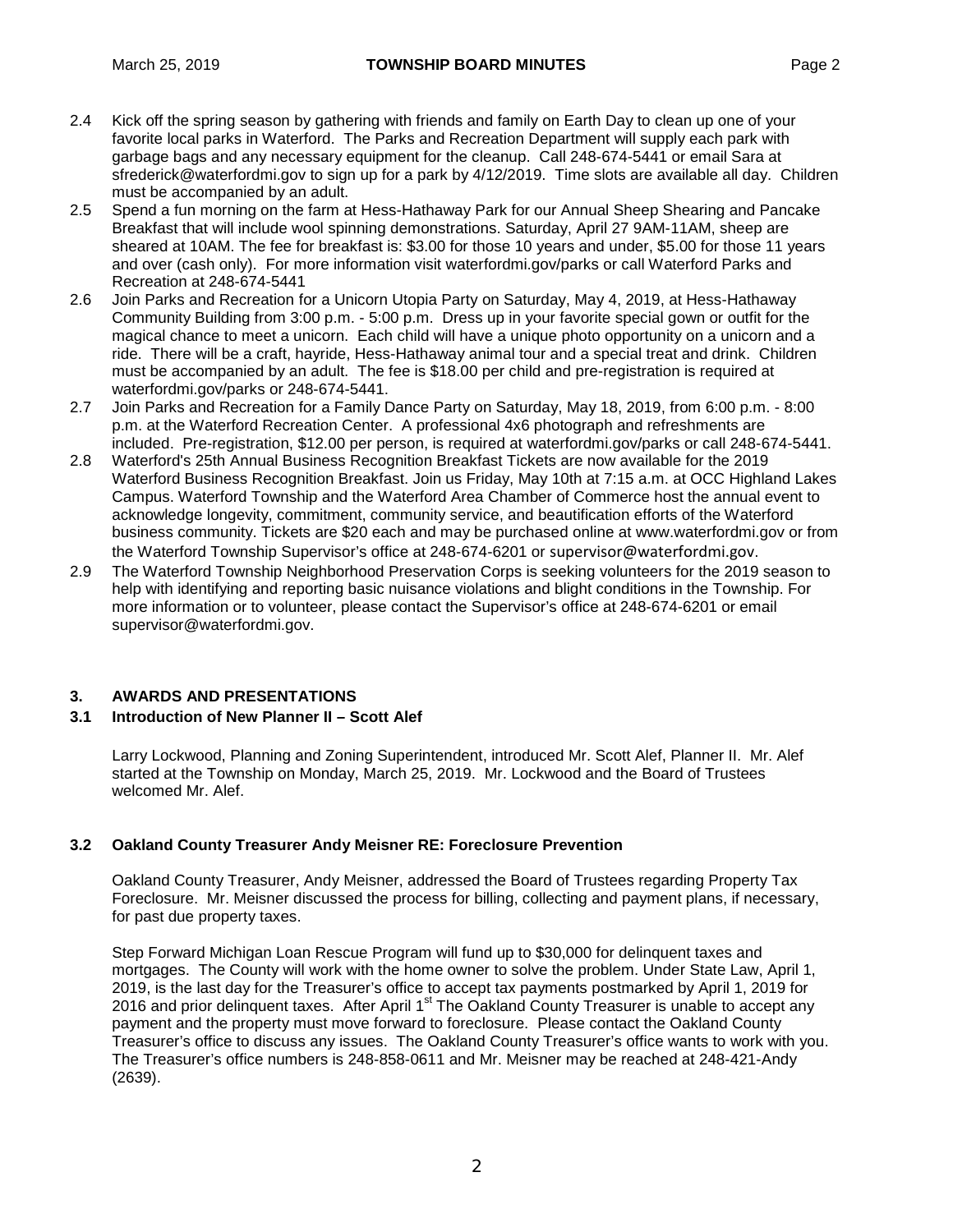2.4 Kick off the spring season by gathering with friends and family on Earth Day to clean up one of your favorite local parks in Waterford. The Parks and Recreation Department will supply each park with garbage bags and any necessary equipment for the cleanup. Call 248-674-5441 or email Sara at sfrederick@waterfordmi.gov to sign up for a park by 4/12/2019. Time slots are available all day. Children must be accompanied by an adult.

2.5 Spend a fun morning on the farm at Hess-Hathaway Park for our Annual Sheep Shearing and Pancake Breakfast that will include wool spinning demonstrations. Saturday, April 27 9AM-11AM, sheep are sheared at 10AM. The fee for breakfast is: $3.00 for those 10 years and under, $5.00 for those 11 years and over (cash only). For more information visit waterfordmi.gov/parks or call Waterford Parks and Recreation at 248-674-5441

2.6 Join Parks and Recreation for a Unicorn Utopia Party on Saturday, May 4, 2019, at Hess-Hathaway Community Building from 3:00 p.m. - 5:00 p.m. Dress up in your favorite special gown or outfit for the magical chance to meet a unicorn. Each child will have a unique photo opportunity on a unicorn and a ride. There will be a craft, hayride, Hess-Hathaway animal tour and a special treat and drink. Children must be accompanied by an adult. The fee is $18.00 per child and pre-registration is required at waterfordmi.gov/parks or 248-674-5441.

2.7 Join Parks and Recreation for a Family Dance Party on Saturday, May 18, 2019, from 6:00 p.m. - 8:00 p.m. at the Waterford Recreation Center. A professional 4x6 photograph and refreshments are included. Pre-registration, $12.00 per person, is required at waterfordmi.gov/parks or call 248-674-5441.

2.8 Waterford's 25th Annual Business Recognition Breakfast Tickets are now available for the 2019 Waterford Business Recognition Breakfast. Join us Friday, May 10th at 7:15 a.m. at OCC Highland Lakes Campus. Waterford Township and the Waterford Area Chamber of Commerce host the annual event to acknowledge longevity, commitment, community service, and beautification efforts of the Waterford business community. Tickets are $20 each and may be purchased online at www.waterfordmi.gov or from the Waterford Township Supervisor's office at 248-674-6201 or supervisor@waterfordmi.gov.

2.9 The Waterford Township Neighborhood Preservation Corps is seeking volunteers for the 2019 season to help with identifying and reporting basic nuisance violations and blight conditions in the Township. For more information or to volunteer, please contact the Supervisor's office at 248-674-6201 or email supervisor@waterfordmi.gov.

## 3. AWARDS AND PRESENTATIONS

### 3.1 Introduction of New Planner II – Scott Alef

Larry Lockwood, Planning and Zoning Superintendent, introduced Mr. Scott Alef, Planner II. Mr. Alef started at the Township on Monday, March 25, 2019. Mr. Lockwood and the Board of Trustees welcomed Mr. Alef.

### 3.2 Oakland County Treasurer Andy Meisner RE: Foreclosure Prevention

Oakland County Treasurer, Andy Meisner, addressed the Board of Trustees regarding Property Tax Foreclosure. Mr. Meisner discussed the process for billing, collecting and payment plans, if necessary, for past due property taxes.

Step Forward Michigan Loan Rescue Program will fund up to $30,000 for delinquent taxes and mortgages. The County will work with the home owner to solve the problem. Under State Law, April 1, 2019, is the last day for the Treasurer's office to accept tax payments postmarked by April 1, 2019 for 2016 and prior delinquent taxes. After April 1st The Oakland County Treasurer is unable to accept any payment and the property must move forward to foreclosure. Please contact the Oakland County Treasurer's office to discuss any issues. The Oakland County Treasurer's office wants to work with you. The Treasurer's office numbers is 248-858-0611 and Mr. Meisner may be reached at 248-421-Andy (2639).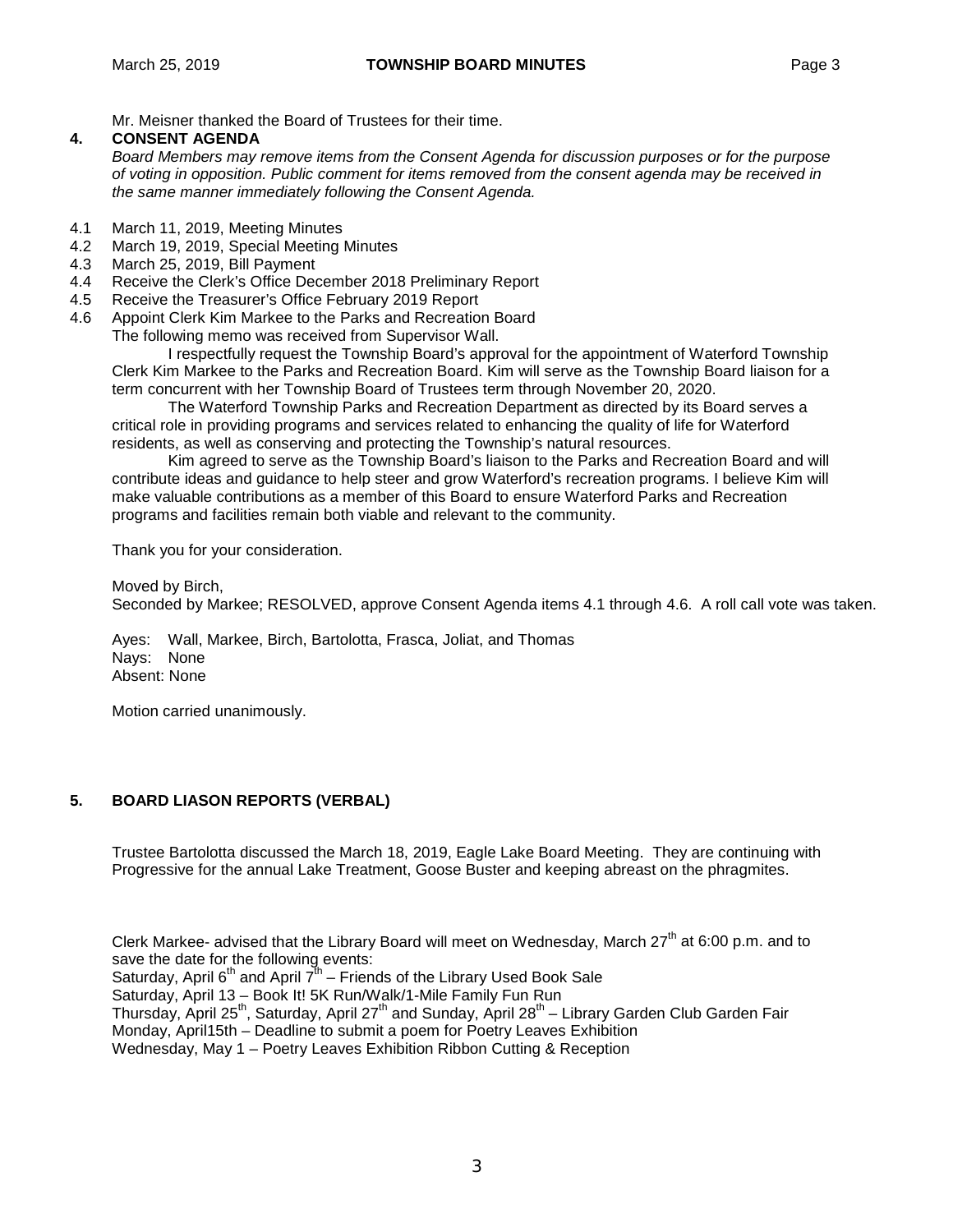Mr. Meisner thanked the Board of Trustees for their time.

## 4. CONSENT AGENDA

*Board Members may remove items from the Consent Agenda for discussion purposes or for the purpose of voting in opposition. Public comment for items removed from the consent agenda may be received in the same manner immediately following the Consent Agenda.*

4.1 March 11, 2019, Meeting Minutes
4.2 March 19, 2019, Special Meeting Minutes
4.3 March 25, 2019, Bill Payment
4.4 Receive the Clerk's Office December 2018 Preliminary Report
4.5 Receive the Treasurer's Office February 2019 Report
4.6 Appoint Clerk Kim Markee to the Parks and Recreation Board

The following memo was received from Supervisor Wall.

I respectfully request the Township Board's approval for the appointment of Waterford Township Clerk Kim Markee to the Parks and Recreation Board. Kim will serve as the Township Board liaison for a term concurrent with her Township Board of Trustees term through November 20, 2020.

The Waterford Township Parks and Recreation Department as directed by its Board serves a critical role in providing programs and services related to enhancing the quality of life for Waterford residents, as well as conserving and protecting the Township's natural resources.

Kim agreed to serve as the Township Board's liaison to the Parks and Recreation Board and will contribute ideas and guidance to help steer and grow Waterford's recreation programs. I believe Kim will make valuable contributions as a member of this Board to ensure Waterford Parks and Recreation programs and facilities remain both viable and relevant to the community.

Thank you for your consideration.

Moved by Birch,
Seconded by Markee; RESOLVED, approve Consent Agenda items 4.1 through 4.6. A roll call vote was taken.

Ayes: Wall, Markee, Birch, Bartolotta, Frasca, Joliat, and Thomas
Nays: None
Absent: None

Motion carried unanimously.

## 5. BOARD LIASON REPORTS (VERBAL)

Trustee Bartolotta discussed the March 18, 2019, Eagle Lake Board Meeting. They are continuing with Progressive for the annual Lake Treatment, Goose Buster and keeping abreast on the phragmites.

Clerk Markee- advised that the Library Board will meet on Wednesday, March 27th at 6:00 p.m. and to save the date for the following events:
Saturday, April 6th and April 7th – Friends of the Library Used Book Sale
Saturday, April 13 – Book It! 5K Run/Walk/1-Mile Family Fun Run
Thursday, April 25th, Saturday, April 27th and Sunday, April 28th – Library Garden Club Garden Fair
Monday, April15th – Deadline to submit a poem for Poetry Leaves Exhibition
Wednesday, May 1 – Poetry Leaves Exhibition Ribbon Cutting & Reception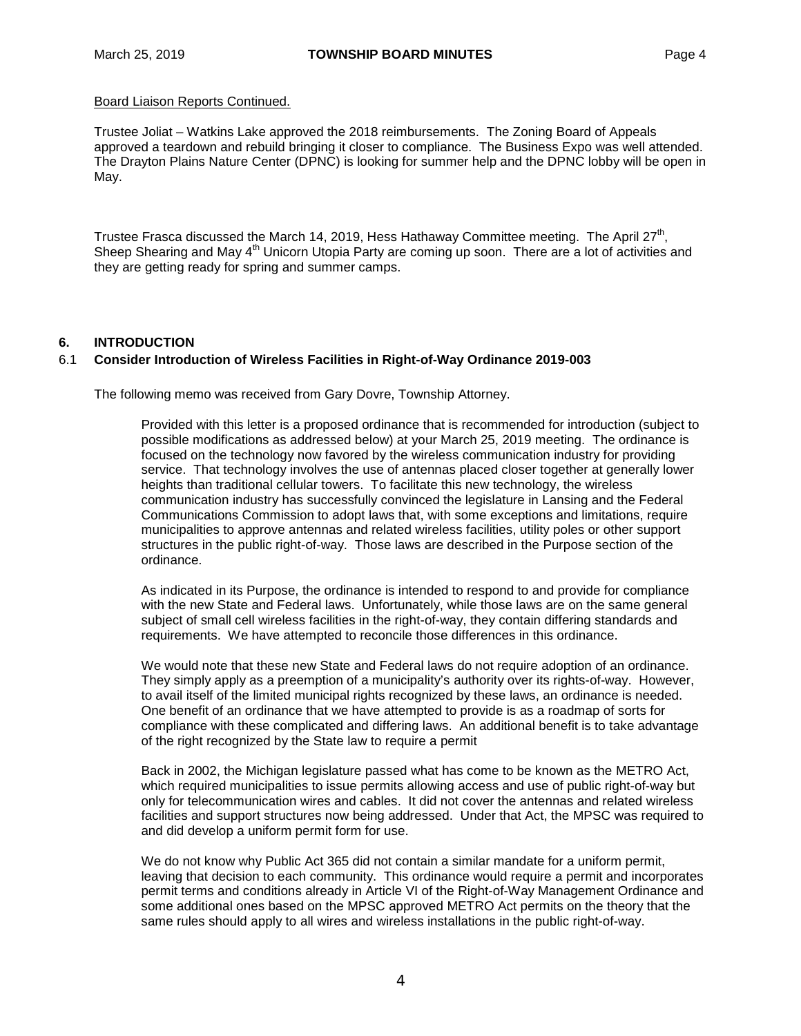Board Liaison Reports Continued.

Trustee Joliat – Watkins Lake approved the 2018 reimbursements. The Zoning Board of Appeals approved a teardown and rebuild bringing it closer to compliance. The Business Expo was well attended. The Drayton Plains Nature Center (DPNC) is looking for summer help and the DPNC lobby will be open in May.

Trustee Frasca discussed the March 14, 2019, Hess Hathaway Committee meeting. The April 27th, Sheep Shearing and May 4th Unicorn Utopia Party are coming up soon. There are a lot of activities and they are getting ready for spring and summer camps.

## 6. INTRODUCTION

### 6.1 Consider Introduction of Wireless Facilities in Right-of-Way Ordinance 2019-003

The following memo was received from Gary Dovre, Township Attorney.

> Provided with this letter is a proposed ordinance that is recommended for introduction (subject to possible modifications as addressed below) at your March 25, 2019 meeting. The ordinance is focused on the technology now favored by the wireless communication industry for providing service. That technology involves the use of antennas placed closer together at generally lower heights than traditional cellular towers. To facilitate this new technology, the wireless communication industry has successfully convinced the legislature in Lansing and the Federal Communications Commission to adopt laws that, with some exceptions and limitations, require municipalities to approve antennas and related wireless facilities, utility poles or other support structures in the public right-of-way. Those laws are described in the Purpose section of the ordinance.
>
> As indicated in its Purpose, the ordinance is intended to respond to and provide for compliance with the new State and Federal laws. Unfortunately, while those laws are on the same general subject of small cell wireless facilities in the right-of-way, they contain differing standards and requirements. We have attempted to reconcile those differences in this ordinance.
>
> We would note that these new State and Federal laws do not require adoption of an ordinance. They simply apply as a preemption of a municipality's authority over its rights-of-way. However, to avail itself of the limited municipal rights recognized by these laws, an ordinance is needed. One benefit of an ordinance that we have attempted to provide is as a roadmap of sorts for compliance with these complicated and differing laws. An additional benefit is to take advantage of the right recognized by the State law to require a permit
>
> Back in 2002, the Michigan legislature passed what has come to be known as the METRO Act, which required municipalities to issue permits allowing access and use of public right-of-way but only for telecommunication wires and cables. It did not cover the antennas and related wireless facilities and support structures now being addressed. Under that Act, the MPSC was required to and did develop a uniform permit form for use.
>
> We do not know why Public Act 365 did not contain a similar mandate for a uniform permit, leaving that decision to each community. This ordinance would require a permit and incorporates permit terms and conditions already in Article VI of the Right-of-Way Management Ordinance and some additional ones based on the MPSC approved METRO Act permits on the theory that the same rules should apply to all wires and wireless installations in the public right-of-way.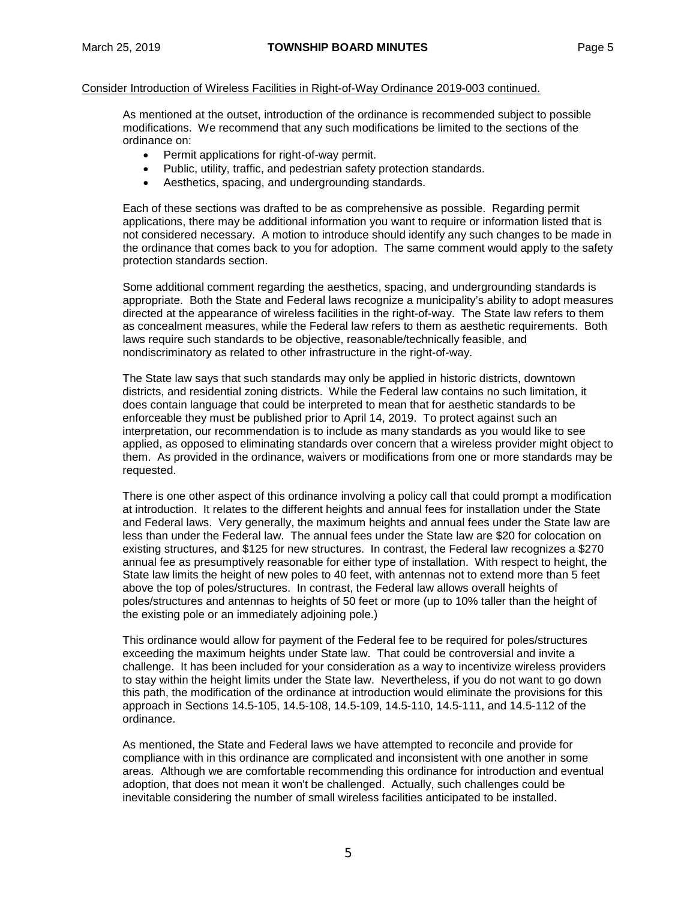Consider Introduction of Wireless Facilities in Right-of-Way Ordinance 2019-003 continued.

As mentioned at the outset, introduction of the ordinance is recommended subject to possible modifications. We recommend that any such modifications be limited to the sections of the ordinance on:

- Permit applications for right-of-way permit.
- Public, utility, traffic, and pedestrian safety protection standards.
- Aesthetics, spacing, and undergrounding standards.

Each of these sections was drafted to be as comprehensive as possible. Regarding permit applications, there may be additional information you want to require or information listed that is not considered necessary. A motion to introduce should identify any such changes to be made in the ordinance that comes back to you for adoption. The same comment would apply to the safety protection standards section.

Some additional comment regarding the aesthetics, spacing, and undergrounding standards is appropriate. Both the State and Federal laws recognize a municipality's ability to adopt measures directed at the appearance of wireless facilities in the right-of-way. The State law refers to them as concealment measures, while the Federal law refers to them as aesthetic requirements. Both laws require such standards to be objective, reasonable/technically feasible, and nondiscriminatory as related to other infrastructure in the right-of-way.

The State law says that such standards may only be applied in historic districts, downtown districts, and residential zoning districts. While the Federal law contains no such limitation, it does contain language that could be interpreted to mean that for aesthetic standards to be enforceable they must be published prior to April 14, 2019. To protect against such an interpretation, our recommendation is to include as many standards as you would like to see applied, as opposed to eliminating standards over concern that a wireless provider might object to them. As provided in the ordinance, waivers or modifications from one or more standards may be requested.

There is one other aspect of this ordinance involving a policy call that could prompt a modification at introduction. It relates to the different heights and annual fees for installation under the State and Federal laws. Very generally, the maximum heights and annual fees under the State law are less than under the Federal law. The annual fees under the State law are $20 for colocation on existing structures, and $125 for new structures. In contrast, the Federal law recognizes a $270 annual fee as presumptively reasonable for either type of installation. With respect to height, the State law limits the height of new poles to 40 feet, with antennas not to extend more than 5 feet above the top of poles/structures. In contrast, the Federal law allows overall heights of poles/structures and antennas to heights of 50 feet or more (up to 10% taller than the height of the existing pole or an immediately adjoining pole.)

This ordinance would allow for payment of the Federal fee to be required for poles/structures exceeding the maximum heights under State law. That could be controversial and invite a challenge. It has been included for your consideration as a way to incentivize wireless providers to stay within the height limits under the State law. Nevertheless, if you do not want to go down this path, the modification of the ordinance at introduction would eliminate the provisions for this approach in Sections 14.5-105, 14.5-108, 14.5-109, 14.5-110, 14.5-111, and 14.5-112 of the ordinance.

As mentioned, the State and Federal laws we have attempted to reconcile and provide for compliance with in this ordinance are complicated and inconsistent with one another in some areas. Although we are comfortable recommending this ordinance for introduction and eventual adoption, that does not mean it won't be challenged. Actually, such challenges could be inevitable considering the number of small wireless facilities anticipated to be installed.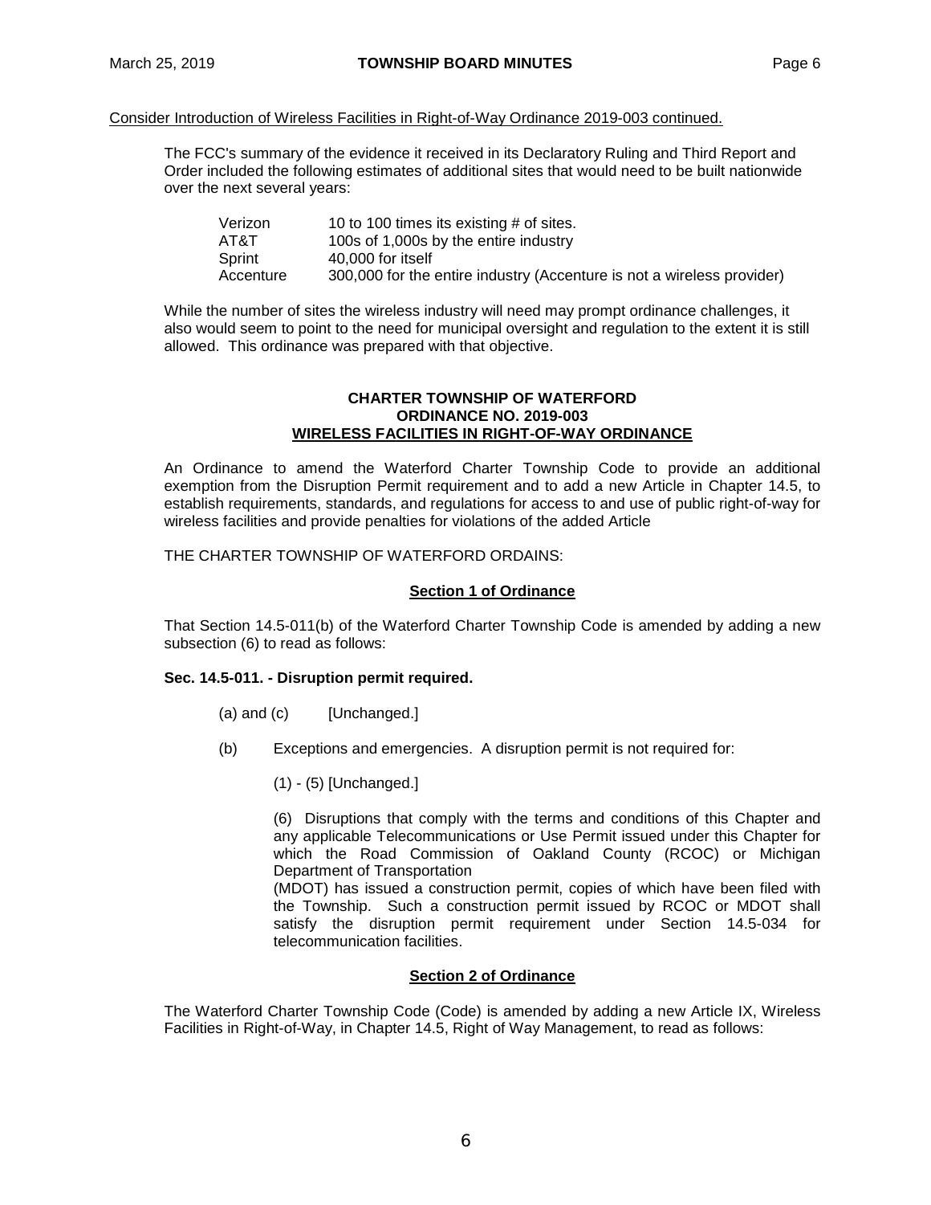Consider Introduction of Wireless Facilities in Right-of-Way Ordinance 2019-003 continued.

The FCC's summary of the evidence it received in its Declaratory Ruling and Third Report and Order included the following estimates of additional sites that would need to be built nationwide over the next several years:

| | |
|---|---|
| Verizon | 10 to 100 times its existing # of sites. |
| AT&T | 100s of 1,000s by the entire industry |
| Sprint | 40,000 for itself |
| Accenture | 300,000 for the entire industry (Accenture is not a wireless provider) |

While the number of sites the wireless industry will need may prompt ordinance challenges, it also would seem to point to the need for municipal oversight and regulation to the extent it is still allowed. This ordinance was prepared with that objective.

**CHARTER TOWNSHIP OF WATERFORD**
**ORDINANCE NO. 2019-003**
**WIRELESS FACILITIES IN RIGHT-OF-WAY ORDINANCE**

An Ordinance to amend the Waterford Charter Township Code to provide an additional exemption from the Disruption Permit requirement and to add a new Article in Chapter 14.5, to establish requirements, standards, and regulations for access to and use of public right-of-way for wireless facilities and provide penalties for violations of the added Article

THE CHARTER TOWNSHIP OF WATERFORD ORDAINS:

**Section 1 of Ordinance**

That Section 14.5-011(b) of the Waterford Charter Township Code is amended by adding a new subsection (6) to read as follows:

**Sec. 14.5-011. - Disruption permit required.**

(a) and (c) [Unchanged.]

(b) Exceptions and emergencies. A disruption permit is not required for:

(1) - (5) [Unchanged.]

(6) Disruptions that comply with the terms and conditions of this Chapter and any applicable Telecommunications or Use Permit issued under this Chapter for which the Road Commission of Oakland County (RCOC) or Michigan Department of Transportation (MDOT) has issued a construction permit, copies of which have been filed with the Township. Such a construction permit issued by RCOC or MDOT shall satisfy the disruption permit requirement under Section 14.5-034 for telecommunication facilities.

**Section 2 of Ordinance**

The Waterford Charter Township Code (Code) is amended by adding a new Article IX, Wireless Facilities in Right-of-Way, in Chapter 14.5, Right of Way Management, to read as follows: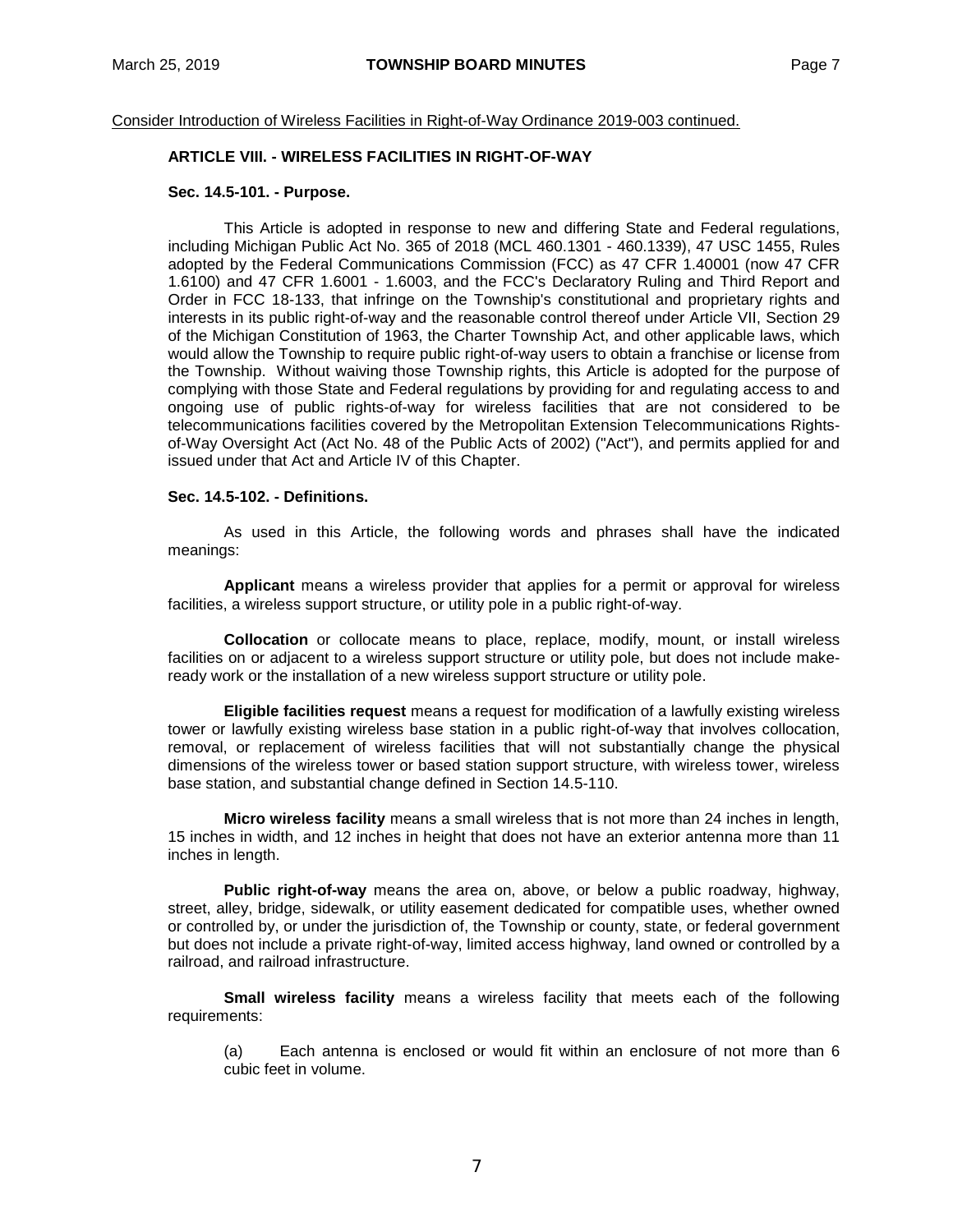Consider Introduction of Wireless Facilities in Right-of-Way Ordinance 2019-003 continued.

**ARTICLE VIII. - WIRELESS FACILITIES IN RIGHT-OF-WAY**

**Sec. 14.5-101. - Purpose.**

This Article is adopted in response to new and differing State and Federal regulations, including Michigan Public Act No. 365 of 2018 (MCL 460.1301 - 460.1339), 47 USC 1455, Rules adopted by the Federal Communications Commission (FCC) as 47 CFR 1.40001 (now 47 CFR 1.6100) and 47 CFR 1.6001 - 1.6003, and the FCC's Declaratory Ruling and Third Report and Order in FCC 18-133, that infringe on the Township's constitutional and proprietary rights and interests in its public right-of-way and the reasonable control thereof under Article VII, Section 29 of the Michigan Constitution of 1963, the Charter Township Act, and other applicable laws, which would allow the Township to require public right-of-way users to obtain a franchise or license from the Township. Without waiving those Township rights, this Article is adopted for the purpose of complying with those State and Federal regulations by providing for and regulating access to and ongoing use of public rights-of-way for wireless facilities that are not considered to be telecommunications facilities covered by the Metropolitan Extension Telecommunications Rights-of-Way Oversight Act (Act No. 48 of the Public Acts of 2002) ("Act"), and permits applied for and issued under that Act and Article IV of this Chapter.

**Sec. 14.5-102. - Definitions.**

As used in this Article, the following words and phrases shall have the indicated meanings:

**Applicant** means a wireless provider that applies for a permit or approval for wireless facilities, a wireless support structure, or utility pole in a public right-of-way.

**Collocation** or collocate means to place, replace, modify, mount, or install wireless facilities on or adjacent to a wireless support structure or utility pole, but does not include make-ready work or the installation of a new wireless support structure or utility pole.

**Eligible facilities request** means a request for modification of a lawfully existing wireless tower or lawfully existing wireless base station in a public right-of-way that involves collocation, removal, or replacement of wireless facilities that will not substantially change the physical dimensions of the wireless tower or based station support structure, with wireless tower, wireless base station, and substantial change defined in Section 14.5-110.

**Micro wireless facility** means a small wireless that is not more than 24 inches in length, 15 inches in width, and 12 inches in height that does not have an exterior antenna more than 11 inches in length.

**Public right-of-way** means the area on, above, or below a public roadway, highway, street, alley, bridge, sidewalk, or utility easement dedicated for compatible uses, whether owned or controlled by, or under the jurisdiction of, the Township or county, state, or federal government but does not include a private right-of-way, limited access highway, land owned or controlled by a railroad, and railroad infrastructure.

**Small wireless facility** means a wireless facility that meets each of the following requirements:

(a) Each antenna is enclosed or would fit within an enclosure of not more than 6 cubic feet in volume.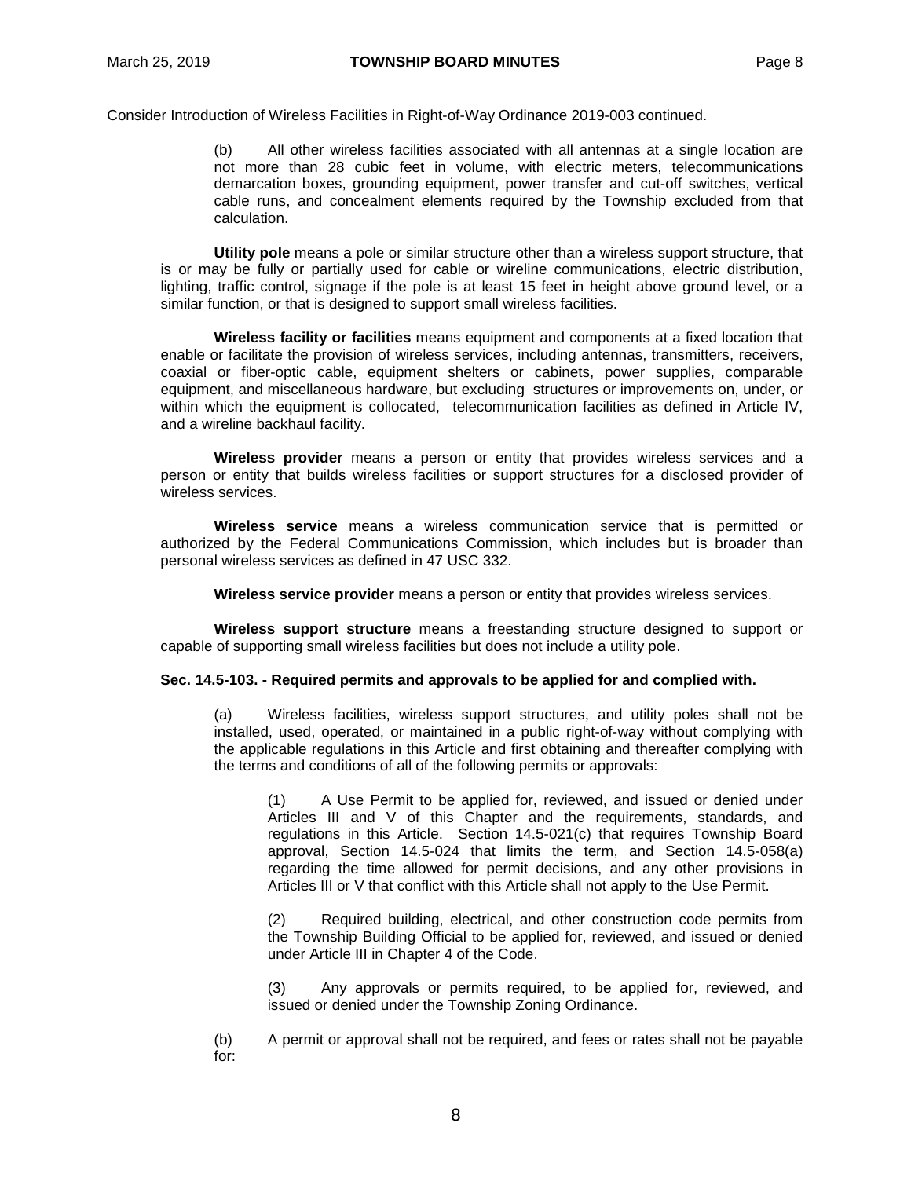Consider Introduction of Wireless Facilities in Right-of-Way Ordinance 2019-003 continued.

(b) All other wireless facilities associated with all antennas at a single location are not more than 28 cubic feet in volume, with electric meters, telecommunications demarcation boxes, grounding equipment, power transfer and cut-off switches, vertical cable runs, and concealment elements required by the Township excluded from that calculation.

**Utility pole** means a pole or similar structure other than a wireless support structure, that is or may be fully or partially used for cable or wireline communications, electric distribution, lighting, traffic control, signage if the pole is at least 15 feet in height above ground level, or a similar function, or that is designed to support small wireless facilities.

**Wireless facility or facilities** means equipment and components at a fixed location that enable or facilitate the provision of wireless services, including antennas, transmitters, receivers, coaxial or fiber-optic cable, equipment shelters or cabinets, power supplies, comparable equipment, and miscellaneous hardware, but excluding structures or improvements on, under, or within which the equipment is collocated, telecommunication facilities as defined in Article IV, and a wireline backhaul facility.

**Wireless provider** means a person or entity that provides wireless services and a person or entity that builds wireless facilities or support structures for a disclosed provider of wireless services.

**Wireless service** means a wireless communication service that is permitted or authorized by the Federal Communications Commission, which includes but is broader than personal wireless services as defined in 47 USC 332.

**Wireless service provider** means a person or entity that provides wireless services.

**Wireless support structure** means a freestanding structure designed to support or capable of supporting small wireless facilities but does not include a utility pole.

**Sec. 14.5-103. - Required permits and approvals to be applied for and complied with.**

(a) Wireless facilities, wireless support structures, and utility poles shall not be installed, used, operated, or maintained in a public right-of-way without complying with the applicable regulations in this Article and first obtaining and thereafter complying with the terms and conditions of all of the following permits or approvals:

(1) A Use Permit to be applied for, reviewed, and issued or denied under Articles III and V of this Chapter and the requirements, standards, and regulations in this Article. Section 14.5-021(c) that requires Township Board approval, Section 14.5-024 that limits the term, and Section 14.5-058(a) regarding the time allowed for permit decisions, and any other provisions in Articles III or V that conflict with this Article shall not apply to the Use Permit.

(2) Required building, electrical, and other construction code permits from the Township Building Official to be applied for, reviewed, and issued or denied under Article III in Chapter 4 of the Code.

(3) Any approvals or permits required, to be applied for, reviewed, and issued or denied under the Township Zoning Ordinance.

(b) A permit or approval shall not be required, and fees or rates shall not be payable for: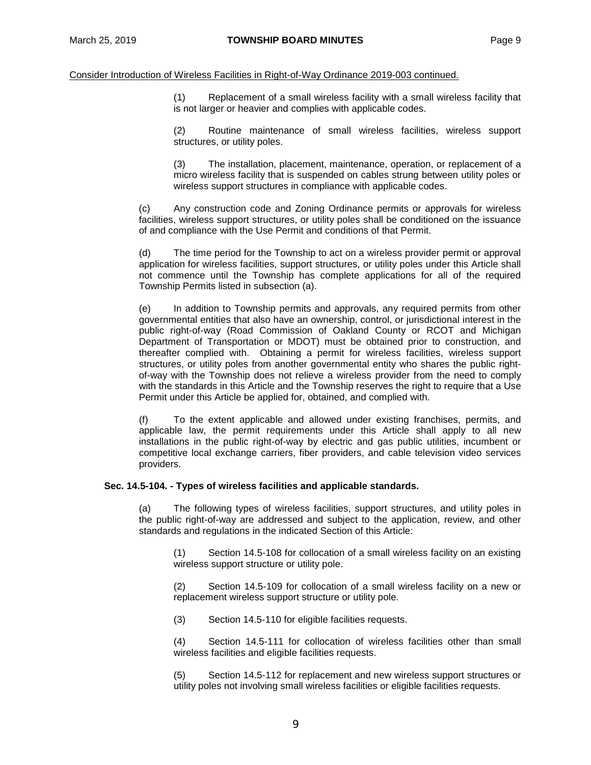Consider Introduction of Wireless Facilities in Right-of-Way Ordinance 2019-003 continued.

(1) Replacement of a small wireless facility with a small wireless facility that is not larger or heavier and complies with applicable codes.

(2) Routine maintenance of small wireless facilities, wireless support structures, or utility poles.

(3) The installation, placement, maintenance, operation, or replacement of a micro wireless facility that is suspended on cables strung between utility poles or wireless support structures in compliance with applicable codes.

(c) Any construction code and Zoning Ordinance permits or approvals for wireless facilities, wireless support structures, or utility poles shall be conditioned on the issuance of and compliance with the Use Permit and conditions of that Permit.

(d) The time period for the Township to act on a wireless provider permit or approval application for wireless facilities, support structures, or utility poles under this Article shall not commence until the Township has complete applications for all of the required Township Permits listed in subsection (a).

(e) In addition to Township permits and approvals, any required permits from other governmental entities that also have an ownership, control, or jurisdictional interest in the public right-of-way (Road Commission of Oakland County or RCOT and Michigan Department of Transportation or MDOT) must be obtained prior to construction, and thereafter complied with. Obtaining a permit for wireless facilities, wireless support structures, or utility poles from another governmental entity who shares the public right-of-way with the Township does not relieve a wireless provider from the need to comply with the standards in this Article and the Township reserves the right to require that a Use Permit under this Article be applied for, obtained, and complied with.

(f) To the extent applicable and allowed under existing franchises, permits, and applicable law, the permit requirements under this Article shall apply to all new installations in the public right-of-way by electric and gas public utilities, incumbent or competitive local exchange carriers, fiber providers, and cable television video services providers.

**Sec. 14.5-104. - Types of wireless facilities and applicable standards.**

(a) The following types of wireless facilities, support structures, and utility poles in the public right-of-way are addressed and subject to the application, review, and other standards and regulations in the indicated Section of this Article:

(1) Section 14.5-108 for collocation of a small wireless facility on an existing wireless support structure or utility pole.

(2) Section 14.5-109 for collocation of a small wireless facility on a new or replacement wireless support structure or utility pole.

(3) Section 14.5-110 for eligible facilities requests.

(4) Section 14.5-111 for collocation of wireless facilities other than small wireless facilities and eligible facilities requests.

(5) Section 14.5-112 for replacement and new wireless support structures or utility poles not involving small wireless facilities or eligible facilities requests.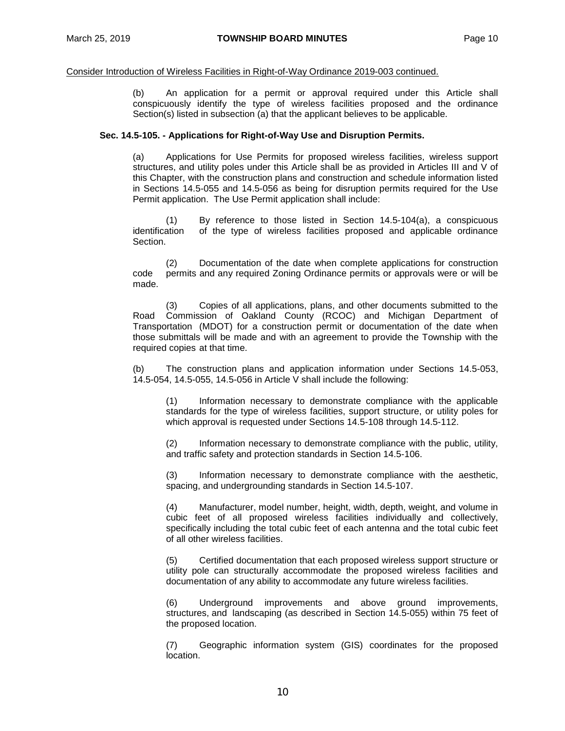Consider Introduction of Wireless Facilities in Right-of-Way Ordinance 2019-003 continued.

(b) An application for a permit or approval required under this Article shall conspicuously identify the type of wireless facilities proposed and the ordinance Section(s) listed in subsection (a) that the applicant believes to be applicable.

**Sec. 14.5-105. - Applications for Right-of-Way Use and Disruption Permits.**

(a) Applications for Use Permits for proposed wireless facilities, wireless support structures, and utility poles under this Article shall be as provided in Articles III and V of this Chapter, with the construction plans and construction and schedule information listed in Sections 14.5-055 and 14.5-056 as being for disruption permits required for the Use Permit application. The Use Permit application shall include:

(1) By reference to those listed in Section 14.5-104(a), a conspicuous identification of the type of wireless facilities proposed and applicable ordinance Section.

(2) Documentation of the date when complete applications for construction code permits and any required Zoning Ordinance permits or approvals were or will be made.

(3) Copies of all applications, plans, and other documents submitted to the Road Commission of Oakland County (RCOC) and Michigan Department of Transportation (MDOT) for a construction permit or documentation of the date when those submittals will be made and with an agreement to provide the Township with the required copies at that time.

(b) The construction plans and application information under Sections 14.5-053, 14.5-054, 14.5-055, 14.5-056 in Article V shall include the following:

(1) Information necessary to demonstrate compliance with the applicable standards for the type of wireless facilities, support structure, or utility poles for which approval is requested under Sections 14.5-108 through 14.5-112.

(2) Information necessary to demonstrate compliance with the public, utility, and traffic safety and protection standards in Section 14.5-106.

(3) Information necessary to demonstrate compliance with the aesthetic, spacing, and undergrounding standards in Section 14.5-107.

(4) Manufacturer, model number, height, width, depth, weight, and volume in cubic feet of all proposed wireless facilities individually and collectively, specifically including the total cubic feet of each antenna and the total cubic feet of all other wireless facilities.

(5) Certified documentation that each proposed wireless support structure or utility pole can structurally accommodate the proposed wireless facilities and documentation of any ability to accommodate any future wireless facilities.

(6) Underground improvements and above ground improvements, structures, and landscaping (as described in Section 14.5-055) within 75 feet of the proposed location.

(7) Geographic information system (GIS) coordinates for the proposed location.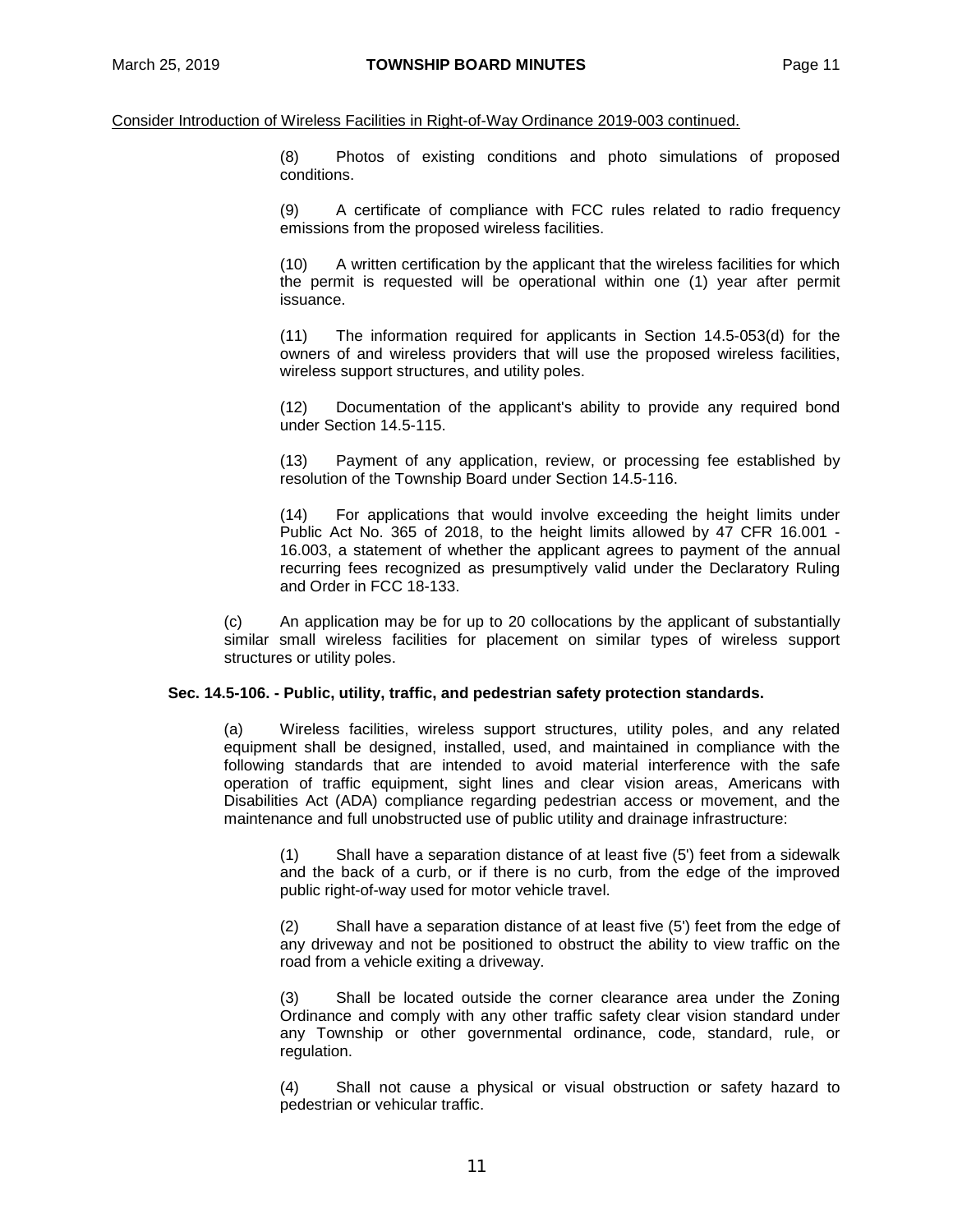Consider Introduction of Wireless Facilities in Right-of-Way Ordinance 2019-003 continued.

(8) Photos of existing conditions and photo simulations of proposed conditions.

(9) A certificate of compliance with FCC rules related to radio frequency emissions from the proposed wireless facilities.

(10) A written certification by the applicant that the wireless facilities for which the permit is requested will be operational within one (1) year after permit issuance.

(11) The information required for applicants in Section 14.5-053(d) for the owners of and wireless providers that will use the proposed wireless facilities, wireless support structures, and utility poles.

(12) Documentation of the applicant's ability to provide any required bond under Section 14.5-115.

(13) Payment of any application, review, or processing fee established by resolution of the Township Board under Section 14.5-116.

(14) For applications that would involve exceeding the height limits under Public Act No. 365 of 2018, to the height limits allowed by 47 CFR 16.001 - 16.003, a statement of whether the applicant agrees to payment of the annual recurring fees recognized as presumptively valid under the Declaratory Ruling and Order in FCC 18-133.

(c) An application may be for up to 20 collocations by the applicant of substantially similar small wireless facilities for placement on similar types of wireless support structures or utility poles.

**Sec. 14.5-106. - Public, utility, traffic, and pedestrian safety protection standards.**

(a) Wireless facilities, wireless support structures, utility poles, and any related equipment shall be designed, installed, used, and maintained in compliance with the following standards that are intended to avoid material interference with the safe operation of traffic equipment, sight lines and clear vision areas, Americans with Disabilities Act (ADA) compliance regarding pedestrian access or movement, and the maintenance and full unobstructed use of public utility and drainage infrastructure:

(1) Shall have a separation distance of at least five (5') feet from a sidewalk and the back of a curb, or if there is no curb, from the edge of the improved public right-of-way used for motor vehicle travel.

(2) Shall have a separation distance of at least five (5') feet from the edge of any driveway and not be positioned to obstruct the ability to view traffic on the road from a vehicle exiting a driveway.

(3) Shall be located outside the corner clearance area under the Zoning Ordinance and comply with any other traffic safety clear vision standard under any Township or other governmental ordinance, code, standard, rule, or regulation.

(4) Shall not cause a physical or visual obstruction or safety hazard to pedestrian or vehicular traffic.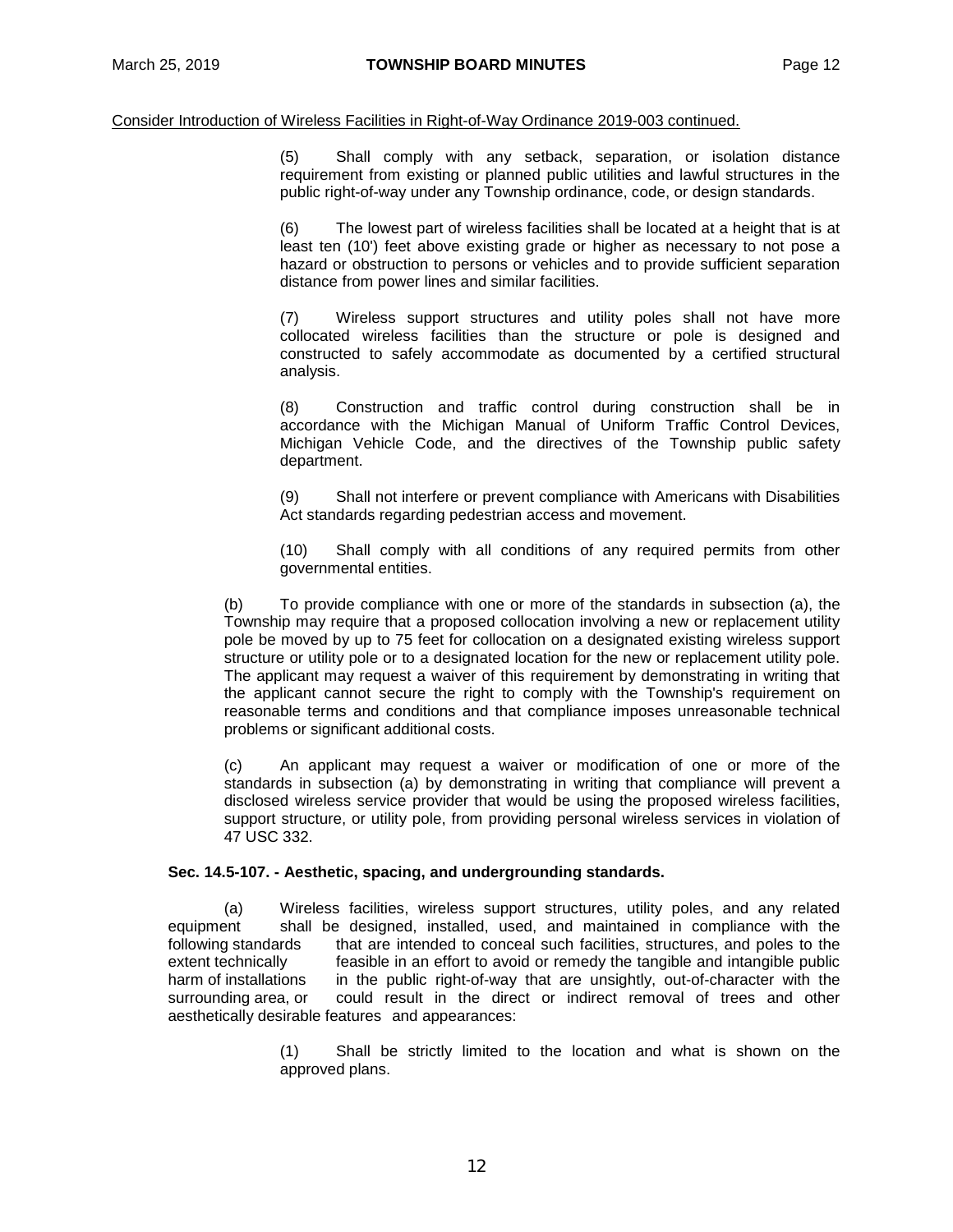Consider Introduction of Wireless Facilities in Right-of-Way Ordinance 2019-003 continued.

(5) Shall comply with any setback, separation, or isolation distance requirement from existing or planned public utilities and lawful structures in the public right-of-way under any Township ordinance, code, or design standards.

(6) The lowest part of wireless facilities shall be located at a height that is at least ten (10') feet above existing grade or higher as necessary to not pose a hazard or obstruction to persons or vehicles and to provide sufficient separation distance from power lines and similar facilities.

(7) Wireless support structures and utility poles shall not have more collocated wireless facilities than the structure or pole is designed and constructed to safely accommodate as documented by a certified structural analysis.

(8) Construction and traffic control during construction shall be in accordance with the Michigan Manual of Uniform Traffic Control Devices, Michigan Vehicle Code, and the directives of the Township public safety department.

(9) Shall not interfere or prevent compliance with Americans with Disabilities Act standards regarding pedestrian access and movement.

(10) Shall comply with all conditions of any required permits from other governmental entities.

(b) To provide compliance with one or more of the standards in subsection (a), the Township may require that a proposed collocation involving a new or replacement utility pole be moved by up to 75 feet for collocation on a designated existing wireless support structure or utility pole or to a designated location for the new or replacement utility pole. The applicant may request a waiver of this requirement by demonstrating in writing that the applicant cannot secure the right to comply with the Township's requirement on reasonable terms and conditions and that compliance imposes unreasonable technical problems or significant additional costs.

(c) An applicant may request a waiver or modification of one or more of the standards in subsection (a) by demonstrating in writing that compliance will prevent a disclosed wireless service provider that would be using the proposed wireless facilities, support structure, or utility pole, from providing personal wireless services in violation of 47 USC 332.

**Sec. 14.5-107. - Aesthetic, spacing, and undergrounding standards.**

(a) Wireless facilities, wireless support structures, utility poles, and any related equipment shall be designed, installed, used, and maintained in compliance with the following standards that are intended to conceal such facilities, structures, and poles to the extent technically feasible in an effort to avoid or remedy the tangible and intangible public harm of installations in the public right-of-way that are unsightly, out-of-character with the surrounding area, or could result in the direct or indirect removal of trees and other aesthetically desirable features and appearances:

(1) Shall be strictly limited to the location and what is shown on the approved plans.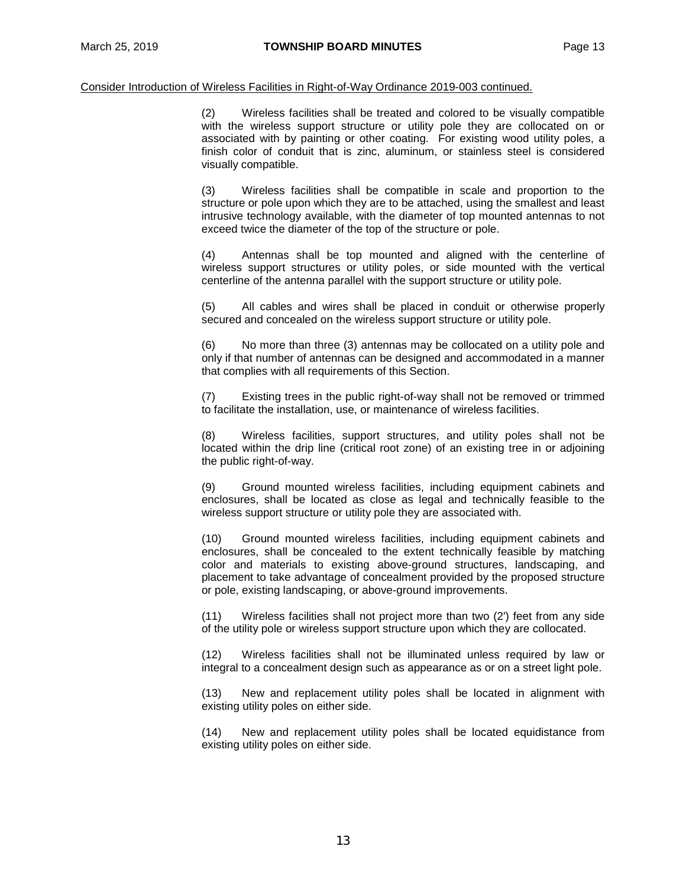Consider Introduction of Wireless Facilities in Right-of-Way Ordinance 2019-003 continued.

(2) Wireless facilities shall be treated and colored to be visually compatible with the wireless support structure or utility pole they are collocated on or associated with by painting or other coating. For existing wood utility poles, a finish color of conduit that is zinc, aluminum, or stainless steel is considered visually compatible.

(3) Wireless facilities shall be compatible in scale and proportion to the structure or pole upon which they are to be attached, using the smallest and least intrusive technology available, with the diameter of top mounted antennas to not exceed twice the diameter of the top of the structure or pole.

(4) Antennas shall be top mounted and aligned with the centerline of wireless support structures or utility poles, or side mounted with the vertical centerline of the antenna parallel with the support structure or utility pole.

(5) All cables and wires shall be placed in conduit or otherwise properly secured and concealed on the wireless support structure or utility pole.

(6) No more than three (3) antennas may be collocated on a utility pole and only if that number of antennas can be designed and accommodated in a manner that complies with all requirements of this Section.

(7) Existing trees in the public right-of-way shall not be removed or trimmed to facilitate the installation, use, or maintenance of wireless facilities.

(8) Wireless facilities, support structures, and utility poles shall not be located within the drip line (critical root zone) of an existing tree in or adjoining the public right-of-way.

(9) Ground mounted wireless facilities, including equipment cabinets and enclosures, shall be located as close as legal and technically feasible to the wireless support structure or utility pole they are associated with.

(10) Ground mounted wireless facilities, including equipment cabinets and enclosures, shall be concealed to the extent technically feasible by matching color and materials to existing above-ground structures, landscaping, and placement to take advantage of concealment provided by the proposed structure or pole, existing landscaping, or above-ground improvements.

(11) Wireless facilities shall not project more than two (2') feet from any side of the utility pole or wireless support structure upon which they are collocated.

(12) Wireless facilities shall not be illuminated unless required by law or integral to a concealment design such as appearance as or on a street light pole.

(13) New and replacement utility poles shall be located in alignment with existing utility poles on either side.

(14) New and replacement utility poles shall be located equidistance from existing utility poles on either side.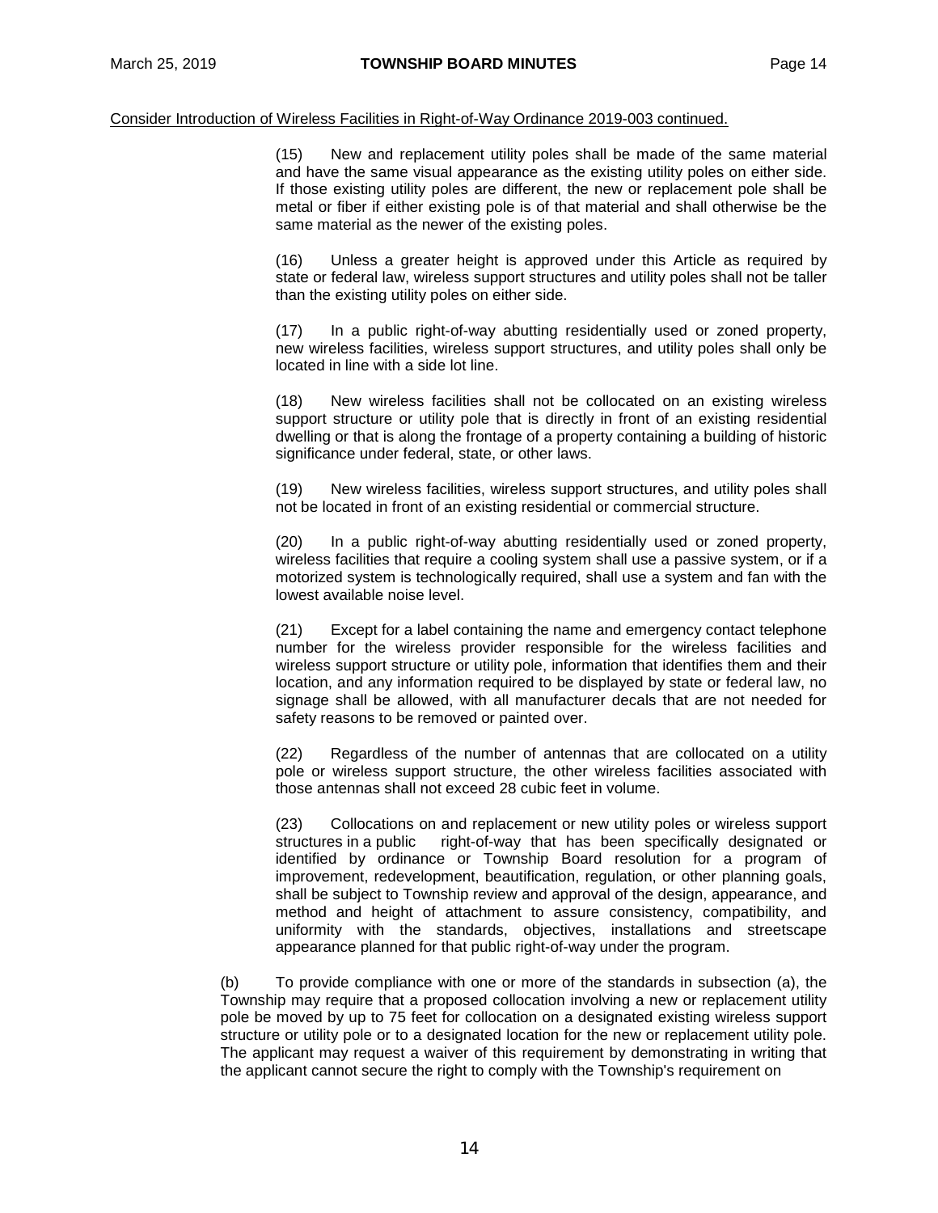Consider Introduction of Wireless Facilities in Right-of-Way Ordinance 2019-003 continued.

(15) New and replacement utility poles shall be made of the same material and have the same visual appearance as the existing utility poles on either side. If those existing utility poles are different, the new or replacement pole shall be metal or fiber if either existing pole is of that material and shall otherwise be the same material as the newer of the existing poles.

(16) Unless a greater height is approved under this Article as required by state or federal law, wireless support structures and utility poles shall not be taller than the existing utility poles on either side.

(17) In a public right-of-way abutting residentially used or zoned property, new wireless facilities, wireless support structures, and utility poles shall only be located in line with a side lot line.

(18) New wireless facilities shall not be collocated on an existing wireless support structure or utility pole that is directly in front of an existing residential dwelling or that is along the frontage of a property containing a building of historic significance under federal, state, or other laws.

(19) New wireless facilities, wireless support structures, and utility poles shall not be located in front of an existing residential or commercial structure.

(20) In a public right-of-way abutting residentially used or zoned property, wireless facilities that require a cooling system shall use a passive system, or if a motorized system is technologically required, shall use a system and fan with the lowest available noise level.

(21) Except for a label containing the name and emergency contact telephone number for the wireless provider responsible for the wireless facilities and wireless support structure or utility pole, information that identifies them and their location, and any information required to be displayed by state or federal law, no signage shall be allowed, with all manufacturer decals that are not needed for safety reasons to be removed or painted over.

(22) Regardless of the number of antennas that are collocated on a utility pole or wireless support structure, the other wireless facilities associated with those antennas shall not exceed 28 cubic feet in volume.

(23) Collocations on and replacement or new utility poles or wireless support structures in a public right-of-way that has been specifically designated or identified by ordinance or Township Board resolution for a program of improvement, redevelopment, beautification, regulation, or other planning goals, shall be subject to Township review and approval of the design, appearance, and method and height of attachment to assure consistency, compatibility, and uniformity with the standards, objectives, installations and streetscape appearance planned for that public right-of-way under the program.

(b) To provide compliance with one or more of the standards in subsection (a), the Township may require that a proposed collocation involving a new or replacement utility pole be moved by up to 75 feet for collocation on a designated existing wireless support structure or utility pole or to a designated location for the new or replacement utility pole. The applicant may request a waiver of this requirement by demonstrating in writing that the applicant cannot secure the right to comply with the Township's requirement on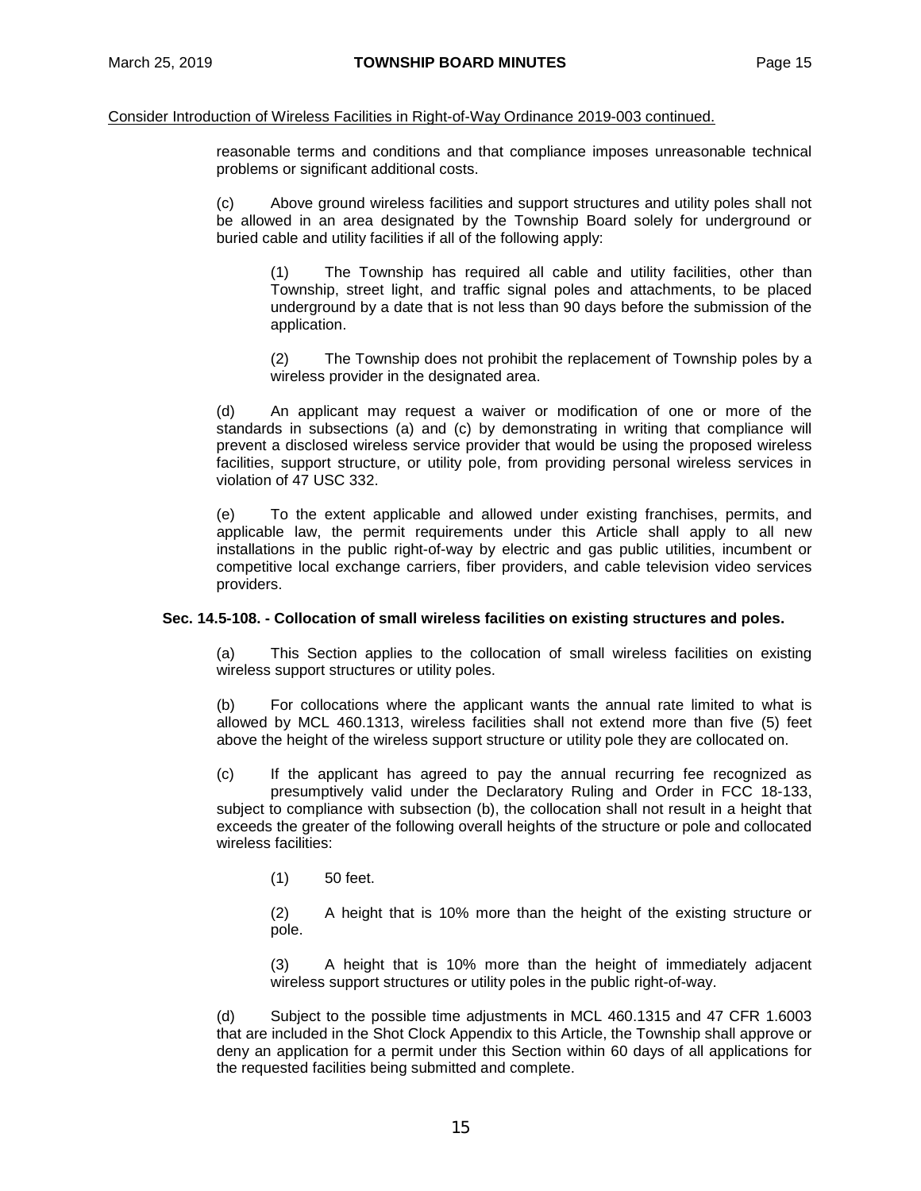Consider Introduction of Wireless Facilities in Right-of-Way Ordinance 2019-003 continued.

reasonable terms and conditions and that compliance imposes unreasonable technical problems or significant additional costs.

(c) Above ground wireless facilities and support structures and utility poles shall not be allowed in an area designated by the Township Board solely for underground or buried cable and utility facilities if all of the following apply:

(1) The Township has required all cable and utility facilities, other than Township, street light, and traffic signal poles and attachments, to be placed underground by a date that is not less than 90 days before the submission of the application.

(2) The Township does not prohibit the replacement of Township poles by a wireless provider in the designated area.

(d) An applicant may request a waiver or modification of one or more of the standards in subsections (a) and (c) by demonstrating in writing that compliance will prevent a disclosed wireless service provider that would be using the proposed wireless facilities, support structure, or utility pole, from providing personal wireless services in violation of 47 USC 332.

(e) To the extent applicable and allowed under existing franchises, permits, and applicable law, the permit requirements under this Article shall apply to all new installations in the public right-of-way by electric and gas public utilities, incumbent or competitive local exchange carriers, fiber providers, and cable television video services providers.

**Sec. 14.5-108. - Collocation of small wireless facilities on existing structures and poles.**

(a) This Section applies to the collocation of small wireless facilities on existing wireless support structures or utility poles.

(b) For collocations where the applicant wants the annual rate limited to what is allowed by MCL 460.1313, wireless facilities shall not extend more than five (5) feet above the height of the wireless support structure or utility pole they are collocated on.

(c) If the applicant has agreed to pay the annual recurring fee recognized as presumptively valid under the Declaratory Ruling and Order in FCC 18-133, subject to compliance with subsection (b), the collocation shall not result in a height that exceeds the greater of the following overall heights of the structure or pole and collocated wireless facilities:

(1) 50 feet.

(2) A height that is 10% more than the height of the existing structure or pole.

(3) A height that is 10% more than the height of immediately adjacent wireless support structures or utility poles in the public right-of-way.

(d) Subject to the possible time adjustments in MCL 460.1315 and 47 CFR 1.6003 that are included in the Shot Clock Appendix to this Article, the Township shall approve or deny an application for a permit under this Section within 60 days of all applications for the requested facilities being submitted and complete.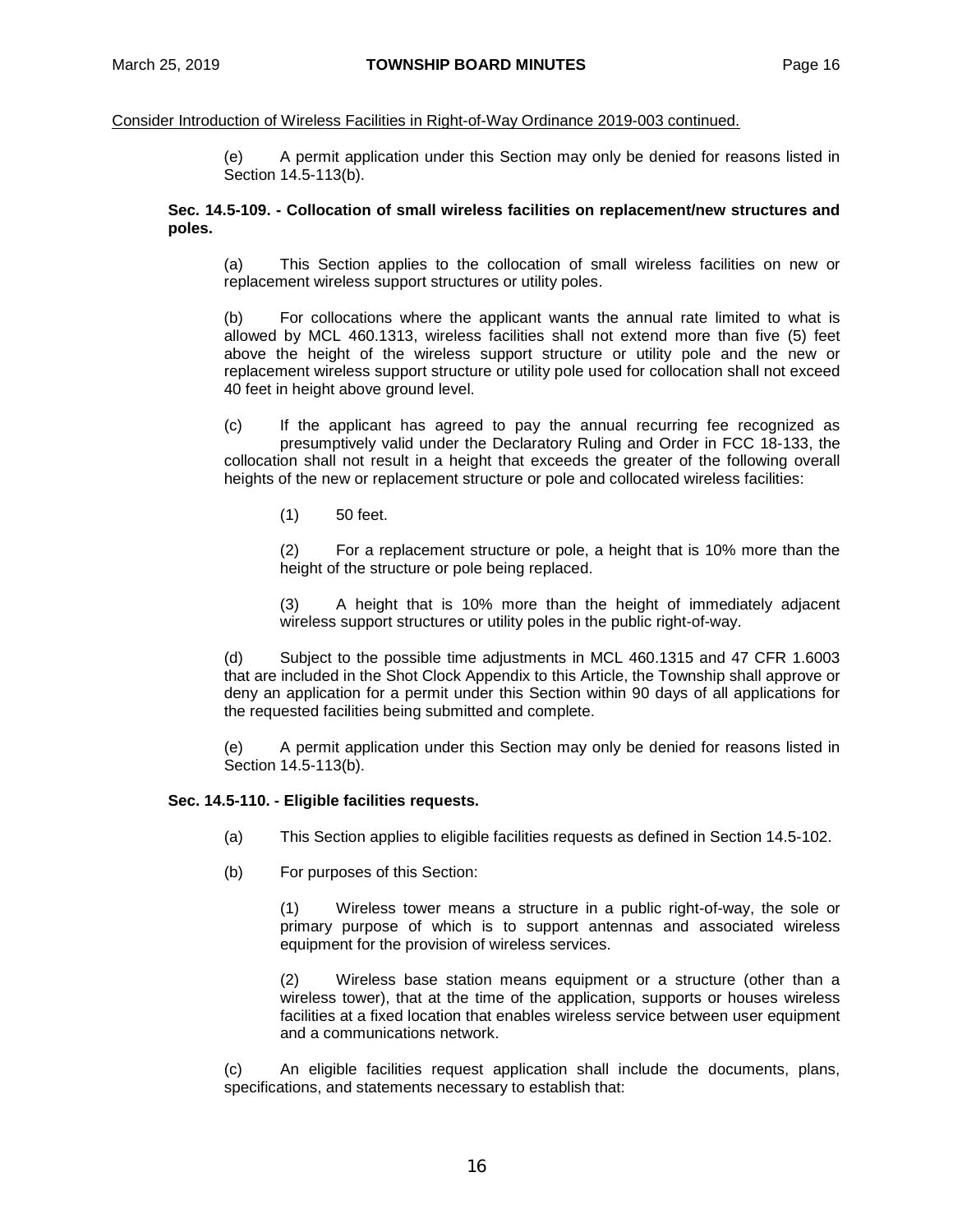Consider Introduction of Wireless Facilities in Right-of-Way Ordinance 2019-003 continued.

(e) A permit application under this Section may only be denied for reasons listed in Section 14.5-113(b).

**Sec. 14.5-109. - Collocation of small wireless facilities on replacement/new structures and poles.**

(a) This Section applies to the collocation of small wireless facilities on new or replacement wireless support structures or utility poles.

(b) For collocations where the applicant wants the annual rate limited to what is allowed by MCL 460.1313, wireless facilities shall not extend more than five (5) feet above the height of the wireless support structure or utility pole and the new or replacement wireless support structure or utility pole used for collocation shall not exceed 40 feet in height above ground level.

(c) If the applicant has agreed to pay the annual recurring fee recognized as presumptively valid under the Declaratory Ruling and Order in FCC 18-133, the collocation shall not result in a height that exceeds the greater of the following overall heights of the new or replacement structure or pole and collocated wireless facilities:

(1) 50 feet.

(2) For a replacement structure or pole, a height that is 10% more than the height of the structure or pole being replaced.

(3) A height that is 10% more than the height of immediately adjacent wireless support structures or utility poles in the public right-of-way.

(d) Subject to the possible time adjustments in MCL 460.1315 and 47 CFR 1.6003 that are included in the Shot Clock Appendix to this Article, the Township shall approve or deny an application for a permit under this Section within 90 days of all applications for the requested facilities being submitted and complete.

(e) A permit application under this Section may only be denied for reasons listed in Section 14.5-113(b).

**Sec. 14.5-110. - Eligible facilities requests.**

(a) This Section applies to eligible facilities requests as defined in Section 14.5-102.

(b) For purposes of this Section:

(1) Wireless tower means a structure in a public right-of-way, the sole or primary purpose of which is to support antennas and associated wireless equipment for the provision of wireless services.

(2) Wireless base station means equipment or a structure (other than a wireless tower), that at the time of the application, supports or houses wireless facilities at a fixed location that enables wireless service between user equipment and a communications network.

(c) An eligible facilities request application shall include the documents, plans, specifications, and statements necessary to establish that: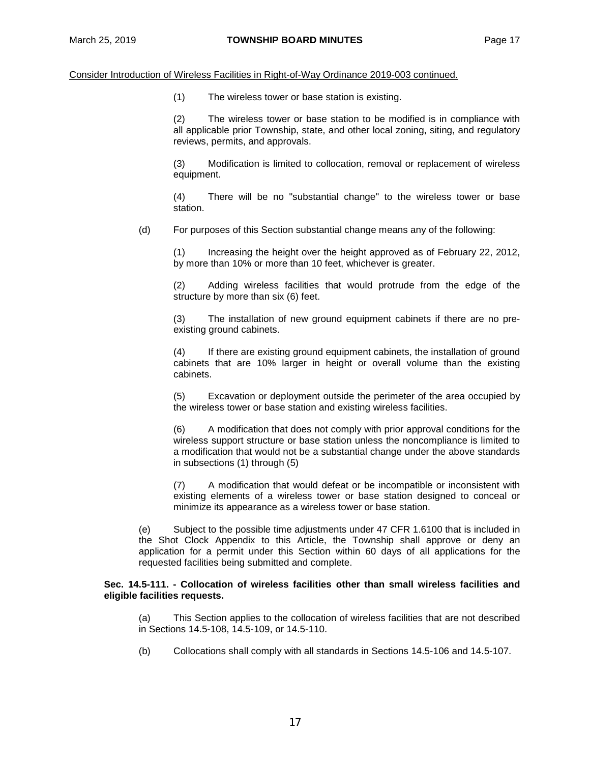Consider Introduction of Wireless Facilities in Right-of-Way Ordinance 2019-003 continued.

(1) The wireless tower or base station is existing.

(2) The wireless tower or base station to be modified is in compliance with all applicable prior Township, state, and other local zoning, siting, and regulatory reviews, permits, and approvals.

(3) Modification is limited to collocation, removal or replacement of wireless equipment.

(4) There will be no "substantial change" to the wireless tower or base station.

(d) For purposes of this Section substantial change means any of the following:

(1) Increasing the height over the height approved as of February 22, 2012, by more than 10% or more than 10 feet, whichever is greater.

(2) Adding wireless facilities that would protrude from the edge of the structure by more than six (6) feet.

(3) The installation of new ground equipment cabinets if there are no pre-existing ground cabinets.

(4) If there are existing ground equipment cabinets, the installation of ground cabinets that are 10% larger in height or overall volume than the existing cabinets.

(5) Excavation or deployment outside the perimeter of the area occupied by the wireless tower or base station and existing wireless facilities.

(6) A modification that does not comply with prior approval conditions for the wireless support structure or base station unless the noncompliance is limited to a modification that would not be a substantial change under the above standards in subsections (1) through (5)

(7) A modification that would defeat or be incompatible or inconsistent with existing elements of a wireless tower or base station designed to conceal or minimize its appearance as a wireless tower or base station.

(e) Subject to the possible time adjustments under 47 CFR 1.6100 that is included in the Shot Clock Appendix to this Article, the Township shall approve or deny an application for a permit under this Section within 60 days of all applications for the requested facilities being submitted and complete.

**Sec. 14.5-111. - Collocation of wireless facilities other than small wireless facilities and eligible facilities requests.**

(a) This Section applies to the collocation of wireless facilities that are not described in Sections 14.5-108, 14.5-109, or 14.5-110.

(b) Collocations shall comply with all standards in Sections 14.5-106 and 14.5-107.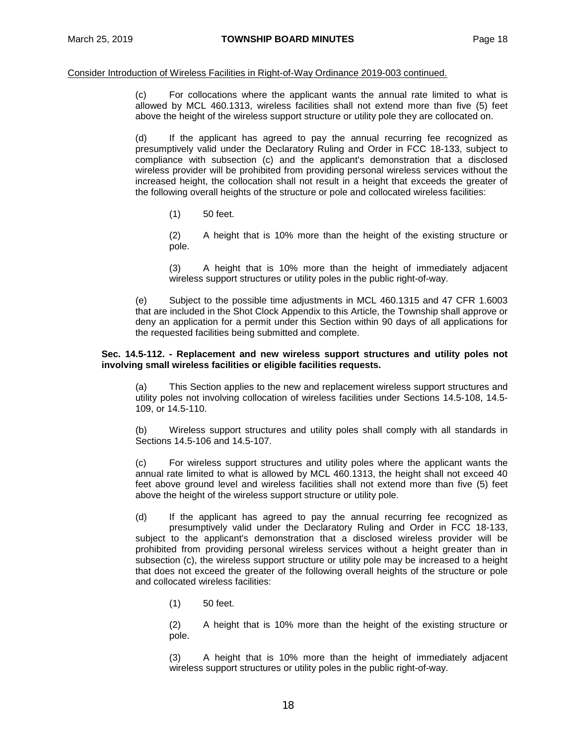Consider Introduction of Wireless Facilities in Right-of-Way Ordinance 2019-003 continued.

(c) For collocations where the applicant wants the annual rate limited to what is allowed by MCL 460.1313, wireless facilities shall not extend more than five (5) feet above the height of the wireless support structure or utility pole they are collocated on.

(d) If the applicant has agreed to pay the annual recurring fee recognized as presumptively valid under the Declaratory Ruling and Order in FCC 18-133, subject to compliance with subsection (c) and the applicant's demonstration that a disclosed wireless provider will be prohibited from providing personal wireless services without the increased height, the collocation shall not result in a height that exceeds the greater of the following overall heights of the structure or pole and collocated wireless facilities:

(1) 50 feet.

(2) A height that is 10% more than the height of the existing structure or pole.

(3) A height that is 10% more than the height of immediately adjacent wireless support structures or utility poles in the public right-of-way.

(e) Subject to the possible time adjustments in MCL 460.1315 and 47 CFR 1.6003 that are included in the Shot Clock Appendix to this Article, the Township shall approve or deny an application for a permit under this Section within 90 days of all applications for the requested facilities being submitted and complete.

**Sec. 14.5-112. - Replacement and new wireless support structures and utility poles not involving small wireless facilities or eligible facilities requests.**

(a) This Section applies to the new and replacement wireless support structures and utility poles not involving collocation of wireless facilities under Sections 14.5-108, 14.5-109, or 14.5-110.

(b) Wireless support structures and utility poles shall comply with all standards in Sections 14.5-106 and 14.5-107.

(c) For wireless support structures and utility poles where the applicant wants the annual rate limited to what is allowed by MCL 460.1313, the height shall not exceed 40 feet above ground level and wireless facilities shall not extend more than five (5) feet above the height of the wireless support structure or utility pole.

(d) If the applicant has agreed to pay the annual recurring fee recognized as presumptively valid under the Declaratory Ruling and Order in FCC 18-133, subject to the applicant's demonstration that a disclosed wireless provider will be prohibited from providing personal wireless services without a height greater than in subsection (c), the wireless support structure or utility pole may be increased to a height that does not exceed the greater of the following overall heights of the structure or pole and collocated wireless facilities:

(1) 50 feet.

(2) A height that is 10% more than the height of the existing structure or pole.

(3) A height that is 10% more than the height of immediately adjacent wireless support structures or utility poles in the public right-of-way.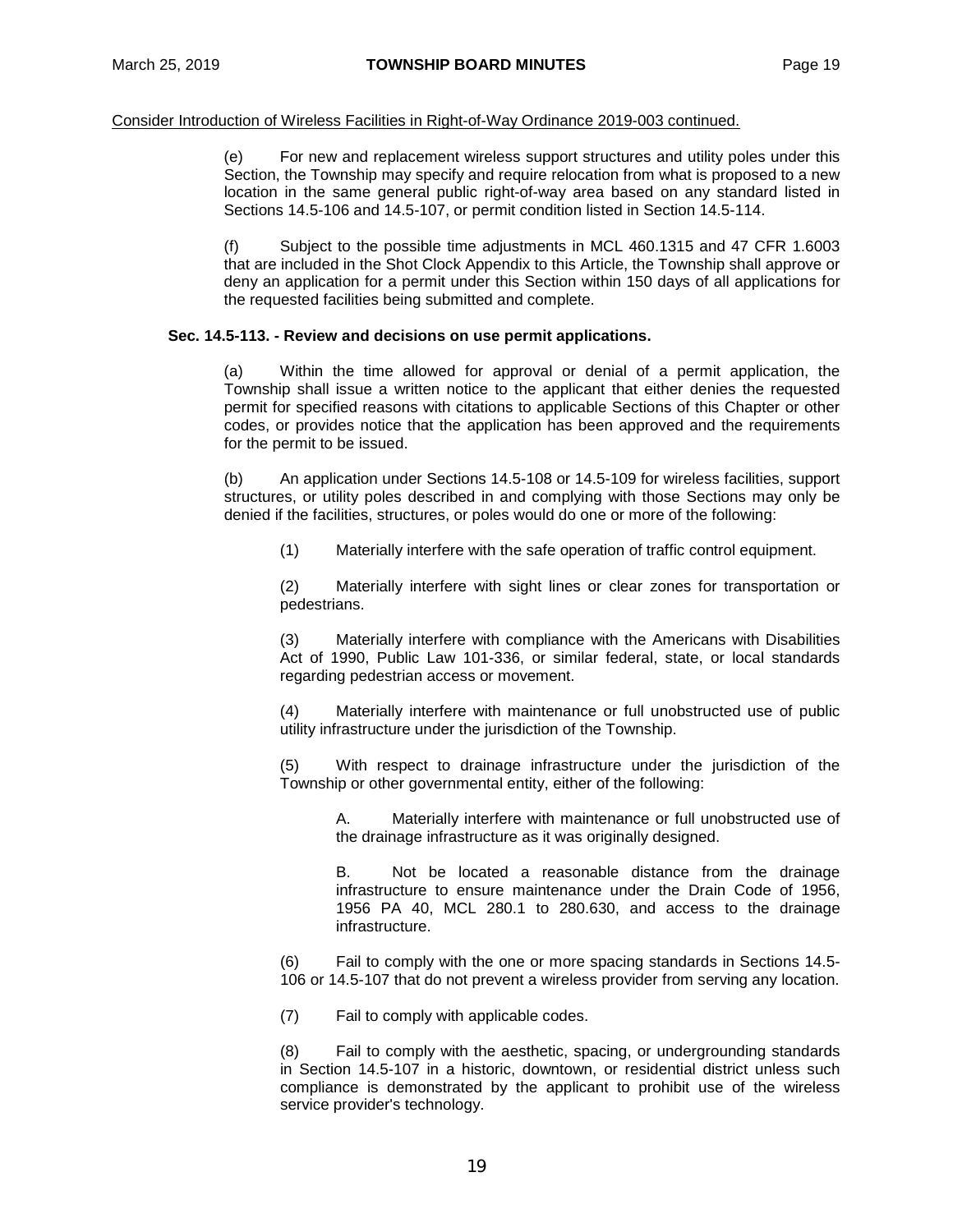Consider Introduction of Wireless Facilities in Right-of-Way Ordinance 2019-003 continued.

(e) For new and replacement wireless support structures and utility poles under this Section, the Township may specify and require relocation from what is proposed to a new location in the same general public right-of-way area based on any standard listed in Sections 14.5-106 and 14.5-107, or permit condition listed in Section 14.5-114.

(f) Subject to the possible time adjustments in MCL 460.1315 and 47 CFR 1.6003 that are included in the Shot Clock Appendix to this Article, the Township shall approve or deny an application for a permit under this Section within 150 days of all applications for the requested facilities being submitted and complete.

**Sec. 14.5-113. - Review and decisions on use permit applications.**

(a) Within the time allowed for approval or denial of a permit application, the Township shall issue a written notice to the applicant that either denies the requested permit for specified reasons with citations to applicable Sections of this Chapter or other codes, or provides notice that the application has been approved and the requirements for the permit to be issued.

(b) An application under Sections 14.5-108 or 14.5-109 for wireless facilities, support structures, or utility poles described in and complying with those Sections may only be denied if the facilities, structures, or poles would do one or more of the following:

(1) Materially interfere with the safe operation of traffic control equipment.

(2) Materially interfere with sight lines or clear zones for transportation or pedestrians.

(3) Materially interfere with compliance with the Americans with Disabilities Act of 1990, Public Law 101-336, or similar federal, state, or local standards regarding pedestrian access or movement.

(4) Materially interfere with maintenance or full unobstructed use of public utility infrastructure under the jurisdiction of the Township.

(5) With respect to drainage infrastructure under the jurisdiction of the Township or other governmental entity, either of the following:

A. Materially interfere with maintenance or full unobstructed use of the drainage infrastructure as it was originally designed.

B. Not be located a reasonable distance from the drainage infrastructure to ensure maintenance under the Drain Code of 1956, 1956 PA 40, MCL 280.1 to 280.630, and access to the drainage infrastructure.

(6) Fail to comply with the one or more spacing standards in Sections 14.5-106 or 14.5-107 that do not prevent a wireless provider from serving any location.

(7) Fail to comply with applicable codes.

(8) Fail to comply with the aesthetic, spacing, or undergrounding standards in Section 14.5-107 in a historic, downtown, or residential district unless such compliance is demonstrated by the applicant to prohibit use of the wireless service provider's technology.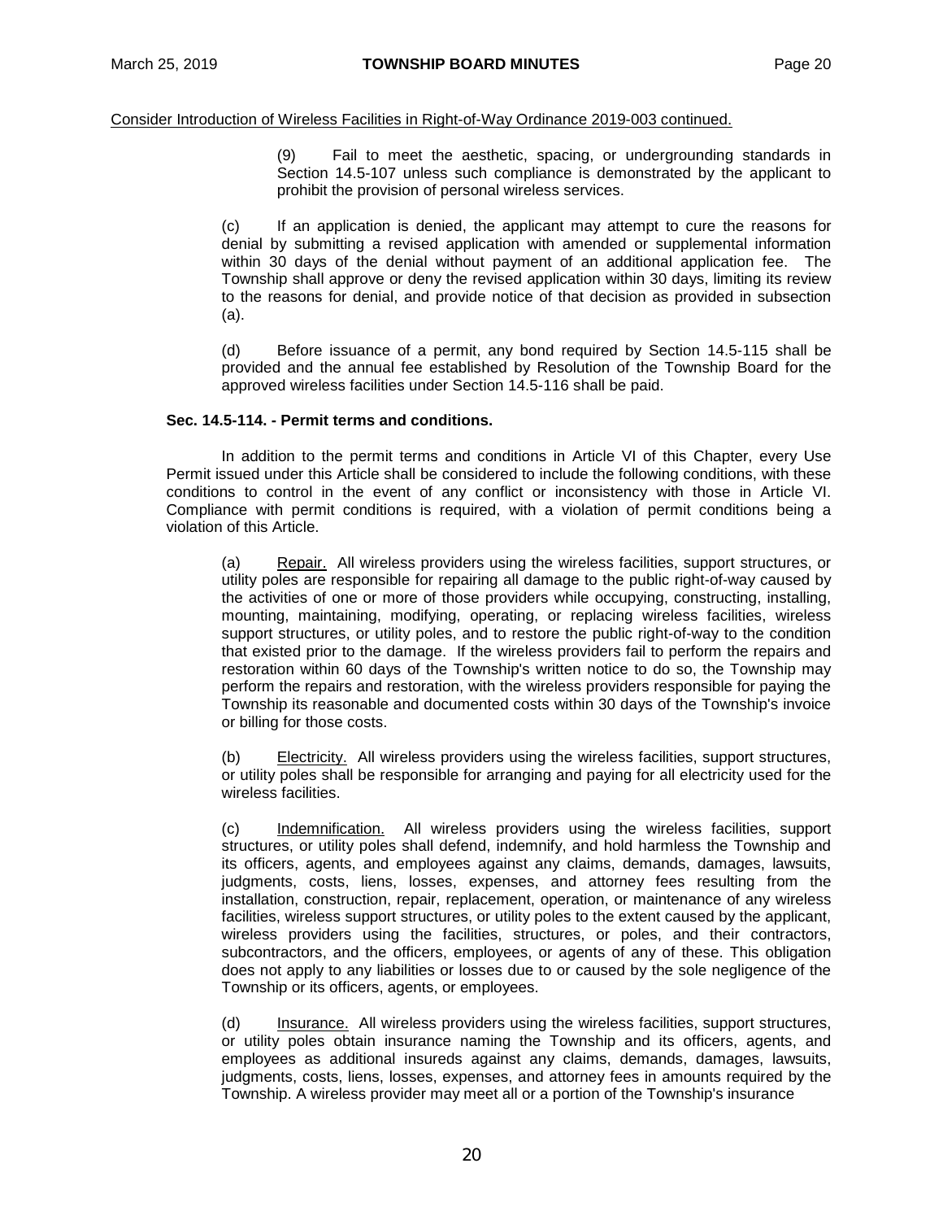Consider Introduction of Wireless Facilities in Right-of-Way Ordinance 2019-003 continued.

(9) Fail to meet the aesthetic, spacing, or undergrounding standards in Section 14.5-107 unless such compliance is demonstrated by the applicant to prohibit the provision of personal wireless services.

(c) If an application is denied, the applicant may attempt to cure the reasons for denial by submitting a revised application with amended or supplemental information within 30 days of the denial without payment of an additional application fee. The Township shall approve or deny the revised application within 30 days, limiting its review to the reasons for denial, and provide notice of that decision as provided in subsection (a).

(d) Before issuance of a permit, any bond required by Section 14.5-115 shall be provided and the annual fee established by Resolution of the Township Board for the approved wireless facilities under Section 14.5-116 shall be paid.

**Sec. 14.5-114. - Permit terms and conditions.**

In addition to the permit terms and conditions in Article VI of this Chapter, every Use Permit issued under this Article shall be considered to include the following conditions, with these conditions to control in the event of any conflict or inconsistency with those in Article VI. Compliance with permit conditions is required, with a violation of permit conditions being a violation of this Article.

(a) Repair. All wireless providers using the wireless facilities, support structures, or utility poles are responsible for repairing all damage to the public right-of-way caused by the activities of one or more of those providers while occupying, constructing, installing, mounting, maintaining, modifying, operating, or replacing wireless facilities, wireless support structures, or utility poles, and to restore the public right-of-way to the condition that existed prior to the damage. If the wireless providers fail to perform the repairs and restoration within 60 days of the Township's written notice to do so, the Township may perform the repairs and restoration, with the wireless providers responsible for paying the Township its reasonable and documented costs within 30 days of the Township's invoice or billing for those costs.

(b) Electricity. All wireless providers using the wireless facilities, support structures, or utility poles shall be responsible for arranging and paying for all electricity used for the wireless facilities.

(c) Indemnification. All wireless providers using the wireless facilities, support structures, or utility poles shall defend, indemnify, and hold harmless the Township and its officers, agents, and employees against any claims, demands, damages, lawsuits, judgments, costs, liens, losses, expenses, and attorney fees resulting from the installation, construction, repair, replacement, operation, or maintenance of any wireless facilities, wireless support structures, or utility poles to the extent caused by the applicant, wireless providers using the facilities, structures, or poles, and their contractors, subcontractors, and the officers, employees, or agents of any of these. This obligation does not apply to any liabilities or losses due to or caused by the sole negligence of the Township or its officers, agents, or employees.

(d) Insurance. All wireless providers using the wireless facilities, support structures, or utility poles obtain insurance naming the Township and its officers, agents, and employees as additional insureds against any claims, demands, damages, lawsuits, judgments, costs, liens, losses, expenses, and attorney fees in amounts required by the Township. A wireless provider may meet all or a portion of the Township's insurance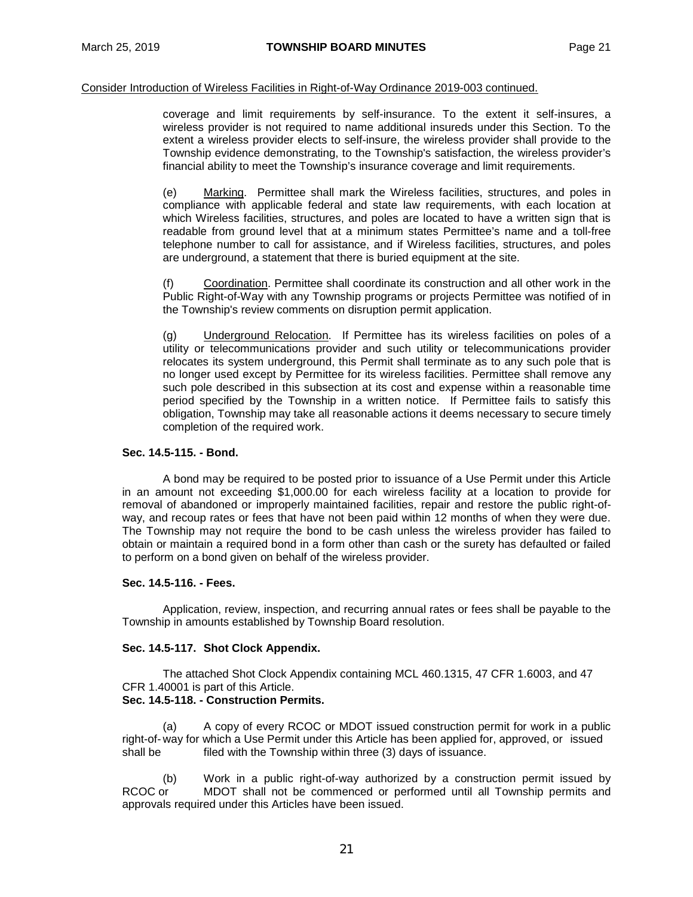Consider Introduction of Wireless Facilities in Right-of-Way Ordinance 2019-003 continued.

coverage and limit requirements by self-insurance. To the extent it self-insures, a wireless provider is not required to name additional insureds under this Section. To the extent a wireless provider elects to self-insure, the wireless provider shall provide to the Township evidence demonstrating, to the Township's satisfaction, the wireless provider's financial ability to meet the Township's insurance coverage and limit requirements.

(e) Marking. Permittee shall mark the Wireless facilities, structures, and poles in compliance with applicable federal and state law requirements, with each location at which Wireless facilities, structures, and poles are located to have a written sign that is readable from ground level that at a minimum states Permittee's name and a toll-free telephone number to call for assistance, and if Wireless facilities, structures, and poles are underground, a statement that there is buried equipment at the site.

(f) Coordination. Permittee shall coordinate its construction and all other work in the Public Right-of-Way with any Township programs or projects Permittee was notified of in the Township's review comments on disruption permit application.

(g) Underground Relocation. If Permittee has its wireless facilities on poles of a utility or telecommunications provider and such utility or telecommunications provider relocates its system underground, this Permit shall terminate as to any such pole that is no longer used except by Permittee for its wireless facilities. Permittee shall remove any such pole described in this subsection at its cost and expense within a reasonable time period specified by the Township in a written notice. If Permittee fails to satisfy this obligation, Township may take all reasonable actions it deems necessary to secure timely completion of the required work.

**Sec. 14.5-115. - Bond.**

A bond may be required to be posted prior to issuance of a Use Permit under this Article in an amount not exceeding $1,000.00 for each wireless facility at a location to provide for removal of abandoned or improperly maintained facilities, repair and restore the public right-of-way, and recoup rates or fees that have not been paid within 12 months of when they were due. The Township may not require the bond to be cash unless the wireless provider has failed to obtain or maintain a required bond in a form other than cash or the surety has defaulted or failed to perform on a bond given on behalf of the wireless provider.

**Sec. 14.5-116. - Fees.**

Application, review, inspection, and recurring annual rates or fees shall be payable to the Township in amounts established by Township Board resolution.

**Sec. 14.5-117. Shot Clock Appendix.**

The attached Shot Clock Appendix containing MCL 460.1315, 47 CFR 1.6003, and 47 CFR 1.40001 is part of this Article.

**Sec. 14.5-118. - Construction Permits.**

(a) A copy of every RCOC or MDOT issued construction permit for work in a public right-of-way for which a Use Permit under this Article has been applied for, approved, or issued shall be filed with the Township within three (3) days of issuance.

(b) Work in a public right-of-way authorized by a construction permit issued by RCOC or MDOT shall not be commenced or performed until all Township permits and approvals required under this Articles have been issued.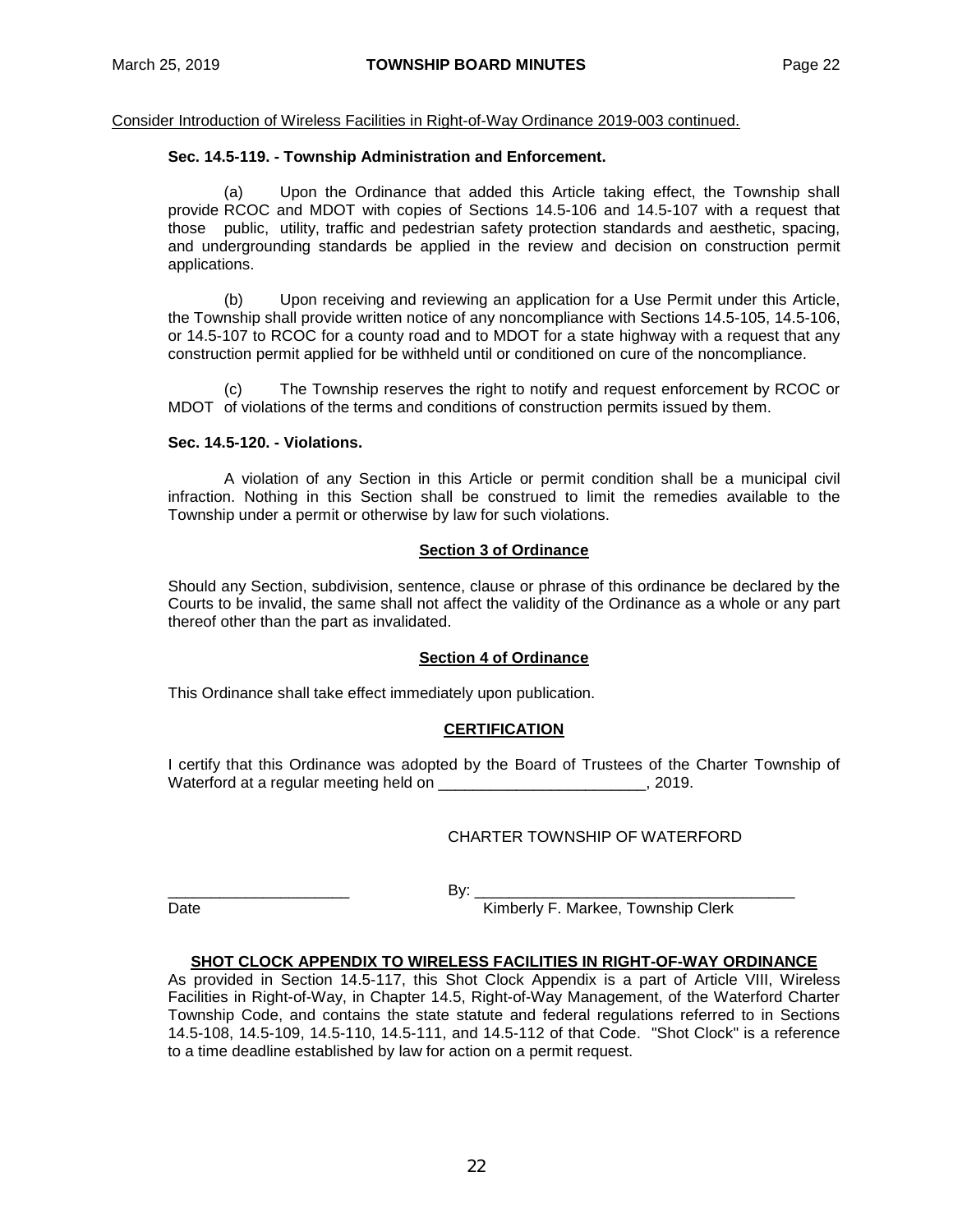Consider Introduction of Wireless Facilities in Right-of-Way Ordinance 2019-003 continued.

**Sec. 14.5-119. - Township Administration and Enforcement.**

(a) Upon the Ordinance that added this Article taking effect, the Township shall provide RCOC and MDOT with copies of Sections 14.5-106 and 14.5-107 with a request that those public, utility, traffic and pedestrian safety protection standards and aesthetic, spacing, and undergrounding standards be applied in the review and decision on construction permit applications.

(b) Upon receiving and reviewing an application for a Use Permit under this Article, the Township shall provide written notice of any noncompliance with Sections 14.5-105, 14.5-106, or 14.5-107 to RCOC for a county road and to MDOT for a state highway with a request that any construction permit applied for be withheld until or conditioned on cure of the noncompliance.

(c) The Township reserves the right to notify and request enforcement by RCOC or MDOT of violations of the terms and conditions of construction permits issued by them.

**Sec. 14.5-120. - Violations.**

A violation of any Section in this Article or permit condition shall be a municipal civil infraction. Nothing in this Section shall be construed to limit the remedies available to the Township under a permit or otherwise by law for such violations.

**Section 3 of Ordinance**

Should any Section, subdivision, sentence, clause or phrase of this ordinance be declared by the Courts to be invalid, the same shall not affect the validity of the Ordinance as a whole or any part thereof other than the part as invalidated.

**Section 4 of Ordinance**

This Ordinance shall take effect immediately upon publication.

**CERTIFICATION**

I certify that this Ordinance was adopted by the Board of Trustees of the Charter Township of Waterford at a regular meeting held on ________________________, 2019.

CHARTER TOWNSHIP OF WATERFORD

_____________________ By: ______________________________________

Date Kimberly F. Markee, Township Clerk

**SHOT CLOCK APPENDIX TO WIRELESS FACILITIES IN RIGHT-OF-WAY ORDINANCE**

As provided in Section 14.5-117, this Shot Clock Appendix is a part of Article VIII, Wireless Facilities in Right-of-Way, in Chapter 14.5, Right-of-Way Management, of the Waterford Charter Township Code, and contains the state statute and federal regulations referred to in Sections 14.5-108, 14.5-109, 14.5-110, 14.5-111, and 14.5-112 of that Code. "Shot Clock" is a reference to a time deadline established by law for action on a permit request.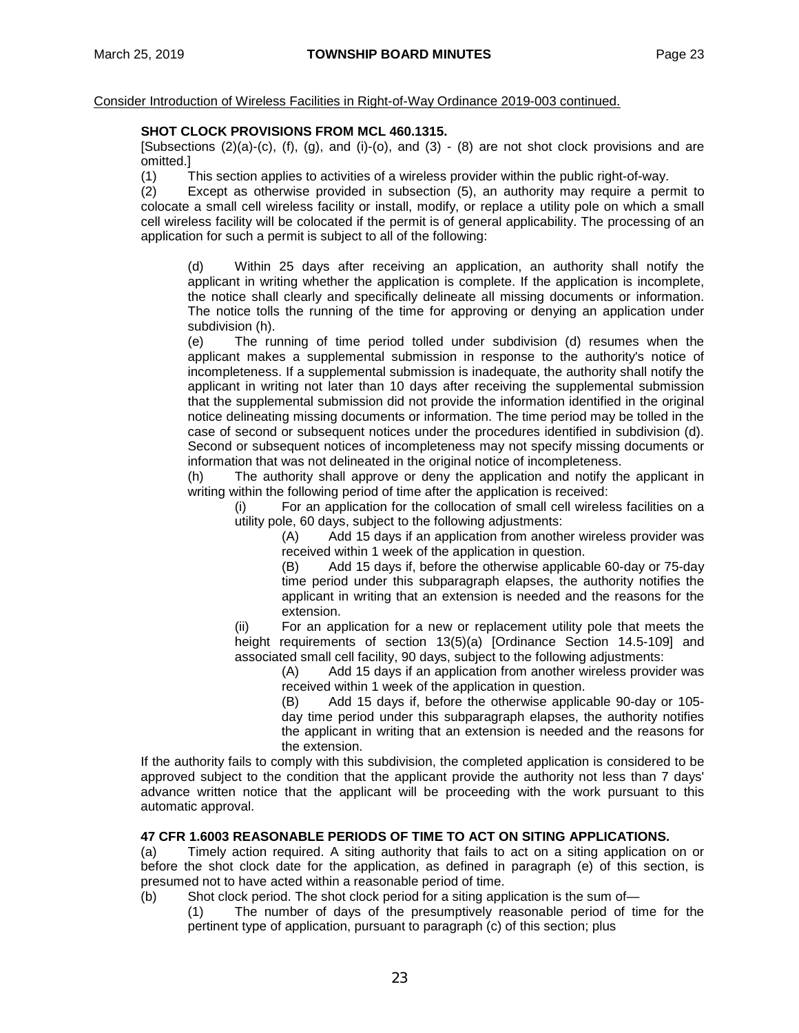Consider Introduction of Wireless Facilities in Right-of-Way Ordinance 2019-003 continued.

**SHOT CLOCK PROVISIONS FROM MCL 460.1315.**

[Subsections (2)(a)-(c), (f), (g), and (i)-(o), and (3) - (8) are not shot clock provisions and are omitted.]

(1) This section applies to activities of a wireless provider within the public right-of-way.

(2) Except as otherwise provided in subsection (5), an authority may require a permit to colocate a small cell wireless facility or install, modify, or replace a utility pole on which a small cell wireless facility will be colocated if the permit is of general applicability. The processing of an application for such a permit is subject to all of the following:

> (d) Within 25 days after receiving an application, an authority shall notify the applicant in writing whether the application is complete. If the application is incomplete, the notice shall clearly and specifically delineate all missing documents or information. The notice tolls the running of the time for approving or denying an application under subdivision (h).
>
> (e) The running of time period tolled under subdivision (d) resumes when the applicant makes a supplemental submission in response to the authority's notice of incompleteness. If a supplemental submission is inadequate, the authority shall notify the applicant in writing not later than 10 days after receiving the supplemental submission that the supplemental submission did not provide the information identified in the original notice delineating missing documents or information. The time period may be tolled in the case of second or subsequent notices under the procedures identified in subdivision (d). Second or subsequent notices of incompleteness may not specify missing documents or information that was not delineated in the original notice of incompleteness.
>
> (h) The authority shall approve or deny the application and notify the applicant in writing within the following period of time after the application is received:
>
> > (i) For an application for the collocation of small cell wireless facilities on a utility pole, 60 days, subject to the following adjustments:
> >
> > > (A) Add 15 days if an application from another wireless provider was received within 1 week of the application in question.
> > >
> > > (B) Add 15 days if, before the otherwise applicable 60-day or 75-day time period under this subparagraph elapses, the authority notifies the applicant in writing that an extension is needed and the reasons for the extension.
> >
> > (ii) For an application for a new or replacement utility pole that meets the height requirements of section 13(5)(a) [Ordinance Section 14.5-109] and associated small cell facility, 90 days, subject to the following adjustments:
> >
> > > (A) Add 15 days if an application from another wireless provider was received within 1 week of the application in question.
> > >
> > > (B) Add 15 days if, before the otherwise applicable 90-day or 105-day time period under this subparagraph elapses, the authority notifies the applicant in writing that an extension is needed and the reasons for the extension.

If the authority fails to comply with this subdivision, the completed application is considered to be approved subject to the condition that the applicant provide the authority not less than 7 days' advance written notice that the applicant will be proceeding with the work pursuant to this automatic approval.

**47 CFR 1.6003 REASONABLE PERIODS OF TIME TO ACT ON SITING APPLICATIONS.**

(a) Timely action required. A siting authority that fails to act on a siting application on or before the shot clock date for the application, as defined in paragraph (e) of this section, is presumed not to have acted within a reasonable period of time.

(b) Shot clock period. The shot clock period for a siting application is the sum of—

> (1) The number of days of the presumptively reasonable period of time for the pertinent type of application, pursuant to paragraph (c) of this section; plus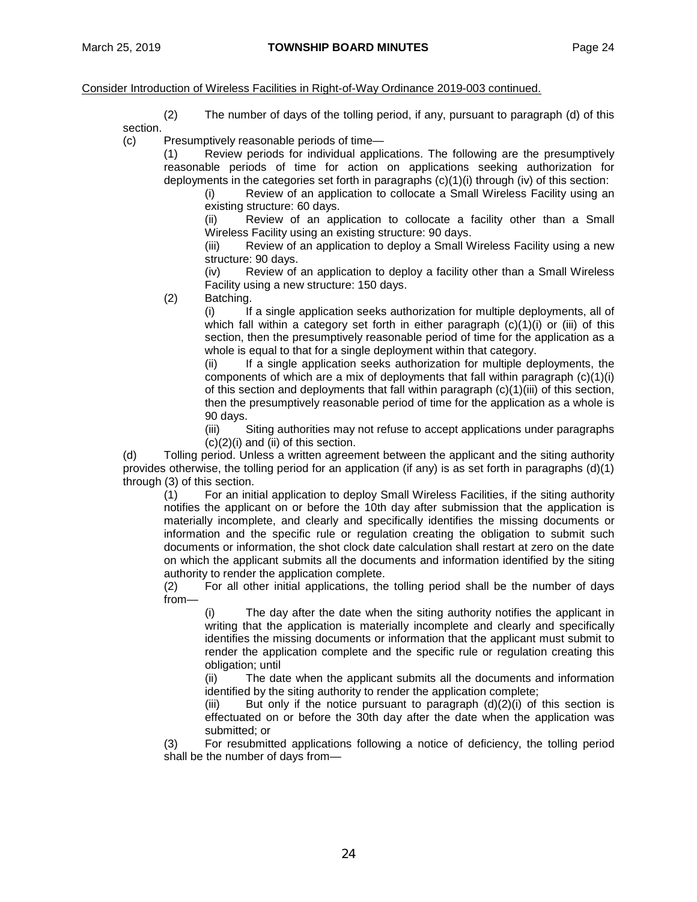Consider Introduction of Wireless Facilities in Right-of-Way Ordinance 2019-003 continued.

(2) The number of days of the tolling period, if any, pursuant to paragraph (d) of this section.

(c) Presumptively reasonable periods of time—

(1) Review periods for individual applications. The following are the presumptively reasonable periods of time for action on applications seeking authorization for deployments in the categories set forth in paragraphs (c)(1)(i) through (iv) of this section:

(i) Review of an application to collocate a Small Wireless Facility using an existing structure: 60 days.

(ii) Review of an application to collocate a facility other than a Small Wireless Facility using an existing structure: 90 days.

(iii) Review of an application to deploy a Small Wireless Facility using a new structure: 90 days.

(iv) Review of an application to deploy a facility other than a Small Wireless Facility using a new structure: 150 days.

(2) Batching.

(i) If a single application seeks authorization for multiple deployments, all of which fall within a category set forth in either paragraph (c)(1)(i) or (iii) of this section, then the presumptively reasonable period of time for the application as a whole is equal to that for a single deployment within that category.

(ii) If a single application seeks authorization for multiple deployments, the components of which are a mix of deployments that fall within paragraph (c)(1)(i) of this section and deployments that fall within paragraph (c)(1)(iii) of this section, then the presumptively reasonable period of time for the application as a whole is 90 days.

(iii) Siting authorities may not refuse to accept applications under paragraphs (c)(2)(i) and (ii) of this section.

(d) Tolling period. Unless a written agreement between the applicant and the siting authority provides otherwise, the tolling period for an application (if any) is as set forth in paragraphs (d)(1) through (3) of this section.

(1) For an initial application to deploy Small Wireless Facilities, if the siting authority notifies the applicant on or before the 10th day after submission that the application is materially incomplete, and clearly and specifically identifies the missing documents or information and the specific rule or regulation creating the obligation to submit such documents or information, the shot clock date calculation shall restart at zero on the date on which the applicant submits all the documents and information identified by the siting authority to render the application complete.

(2) For all other initial applications, the tolling period shall be the number of days from—

(i) The day after the date when the siting authority notifies the applicant in writing that the application is materially incomplete and clearly and specifically identifies the missing documents or information that the applicant must submit to render the application complete and the specific rule or regulation creating this obligation; until

(ii) The date when the applicant submits all the documents and information identified by the siting authority to render the application complete;

(iii) But only if the notice pursuant to paragraph (d)(2)(i) of this section is effectuated on or before the 30th day after the date when the application was submitted; or

(3) For resubmitted applications following a notice of deficiency, the tolling period shall be the number of days from—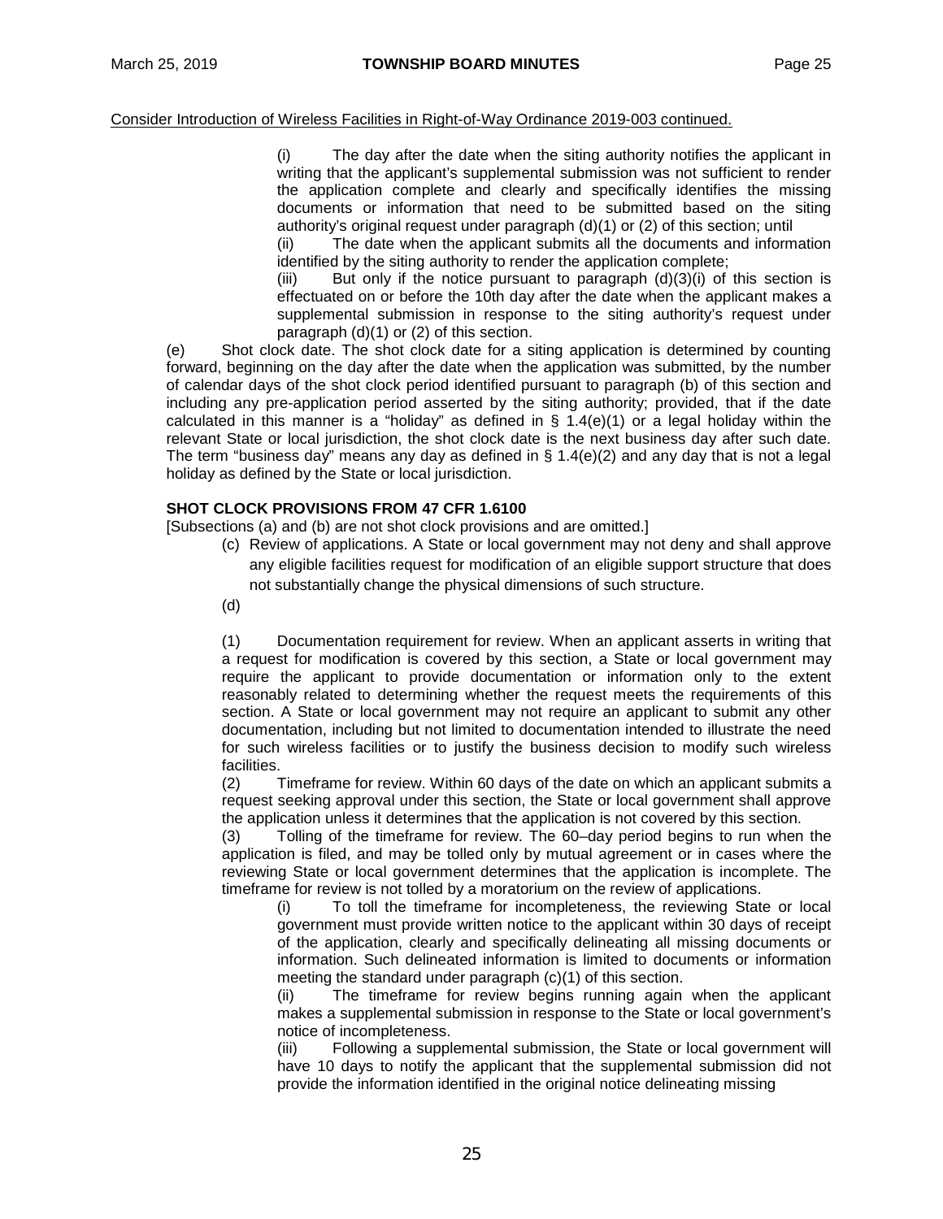Consider Introduction of Wireless Facilities in Right-of-Way Ordinance 2019-003 continued.

(i) The day after the date when the siting authority notifies the applicant in writing that the applicant's supplemental submission was not sufficient to render the application complete and clearly and specifically identifies the missing documents or information that need to be submitted based on the siting authority's original request under paragraph (d)(1) or (2) of this section; until

(ii) The date when the applicant submits all the documents and information identified by the siting authority to render the application complete;

(iii) But only if the notice pursuant to paragraph (d)(3)(i) of this section is effectuated on or before the 10th day after the date when the applicant makes a supplemental submission in response to the siting authority's request under paragraph (d)(1) or (2) of this section.

(e) Shot clock date. The shot clock date for a siting application is determined by counting forward, beginning on the day after the date when the application was submitted, by the number of calendar days of the shot clock period identified pursuant to paragraph (b) of this section and including any pre-application period asserted by the siting authority; provided, that if the date calculated in this manner is a "holiday" as defined in § 1.4(e)(1) or a legal holiday within the relevant State or local jurisdiction, the shot clock date is the next business day after such date. The term "business day" means any day as defined in § 1.4(e)(2) and any day that is not a legal holiday as defined by the State or local jurisdiction.

**SHOT CLOCK PROVISIONS FROM 47 CFR 1.6100**

[Subsections (a) and (b) are not shot clock provisions and are omitted.]

(c) Review of applications. A State or local government may not deny and shall approve any eligible facilities request for modification of an eligible support structure that does not substantially change the physical dimensions of such structure.

(d)

(1) Documentation requirement for review. When an applicant asserts in writing that a request for modification is covered by this section, a State or local government may require the applicant to provide documentation or information only to the extent reasonably related to determining whether the request meets the requirements of this section. A State or local government may not require an applicant to submit any other documentation, including but not limited to documentation intended to illustrate the need for such wireless facilities or to justify the business decision to modify such wireless facilities.

(2) Timeframe for review. Within 60 days of the date on which an applicant submits a request seeking approval under this section, the State or local government shall approve the application unless it determines that the application is not covered by this section.

(3) Tolling of the timeframe for review. The 60–day period begins to run when the application is filed, and may be tolled only by mutual agreement or in cases where the reviewing State or local government determines that the application is incomplete. The timeframe for review is not tolled by a moratorium on the review of applications.

(i) To toll the timeframe for incompleteness, the reviewing State or local government must provide written notice to the applicant within 30 days of receipt of the application, clearly and specifically delineating all missing documents or information. Such delineated information is limited to documents or information meeting the standard under paragraph (c)(1) of this section.

(ii) The timeframe for review begins running again when the applicant makes a supplemental submission in response to the State or local government's notice of incompleteness.

(iii) Following a supplemental submission, the State or local government will have 10 days to notify the applicant that the supplemental submission did not provide the information identified in the original notice delineating missing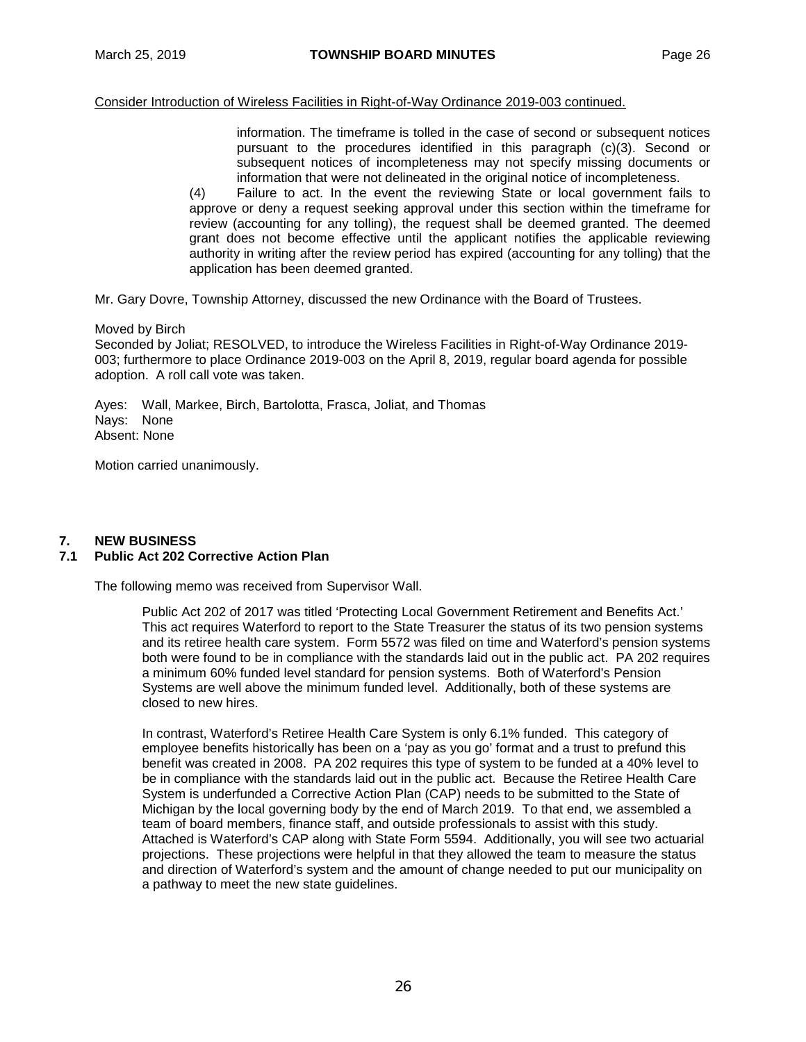Consider Introduction of Wireless Facilities in Right-of-Way Ordinance 2019-003 continued.

> information. The timeframe is tolled in the case of second or subsequent notices pursuant to the procedures identified in this paragraph (c)(3). Second or subsequent notices of incompleteness may not specify missing documents or information that were not delineated in the original notice of incompleteness.
>
> (4) Failure to act. In the event the reviewing State or local government fails to approve or deny a request seeking approval under this section within the timeframe for review (accounting for any tolling), the request shall be deemed granted. The deemed grant does not become effective until the applicant notifies the applicable reviewing authority in writing after the review period has expired (accounting for any tolling) that the application has been deemed granted.

Mr. Gary Dovre, Township Attorney, discussed the new Ordinance with the Board of Trustees.

Moved by Birch
Seconded by Joliat; RESOLVED, to introduce the Wireless Facilities in Right-of-Way Ordinance 2019-003; furthermore to place Ordinance 2019-003 on the April 8, 2019, regular board agenda for possible adoption. A roll call vote was taken.

Ayes: Wall, Markee, Birch, Bartolotta, Frasca, Joliat, and Thomas
Nays: None
Absent: None

Motion carried unanimously.

## 7. NEW BUSINESS

### 7.1 Public Act 202 Corrective Action Plan

The following memo was received from Supervisor Wall.

> Public Act 202 of 2017 was titled 'Protecting Local Government Retirement and Benefits Act.' This act requires Waterford to report to the State Treasurer the status of its two pension systems and its retiree health care system. Form 5572 was filed on time and Waterford's pension systems both were found to be in compliance with the standards laid out in the public act. PA 202 requires a minimum 60% funded level standard for pension systems. Both of Waterford's Pension Systems are well above the minimum funded level. Additionally, both of these systems are closed to new hires.
>
> In contrast, Waterford's Retiree Health Care System is only 6.1% funded. This category of employee benefits historically has been on a 'pay as you go' format and a trust to prefund this benefit was created in 2008. PA 202 requires this type of system to be funded at a 40% level to be in compliance with the standards laid out in the public act. Because the Retiree Health Care System is underfunded a Corrective Action Plan (CAP) needs to be submitted to the State of Michigan by the local governing body by the end of March 2019. To that end, we assembled a team of board members, finance staff, and outside professionals to assist with this study. Attached is Waterford's CAP along with State Form 5594. Additionally, you will see two actuarial projections. These projections were helpful in that they allowed the team to measure the status and direction of Waterford's system and the amount of change needed to put our municipality on a pathway to meet the new state guidelines.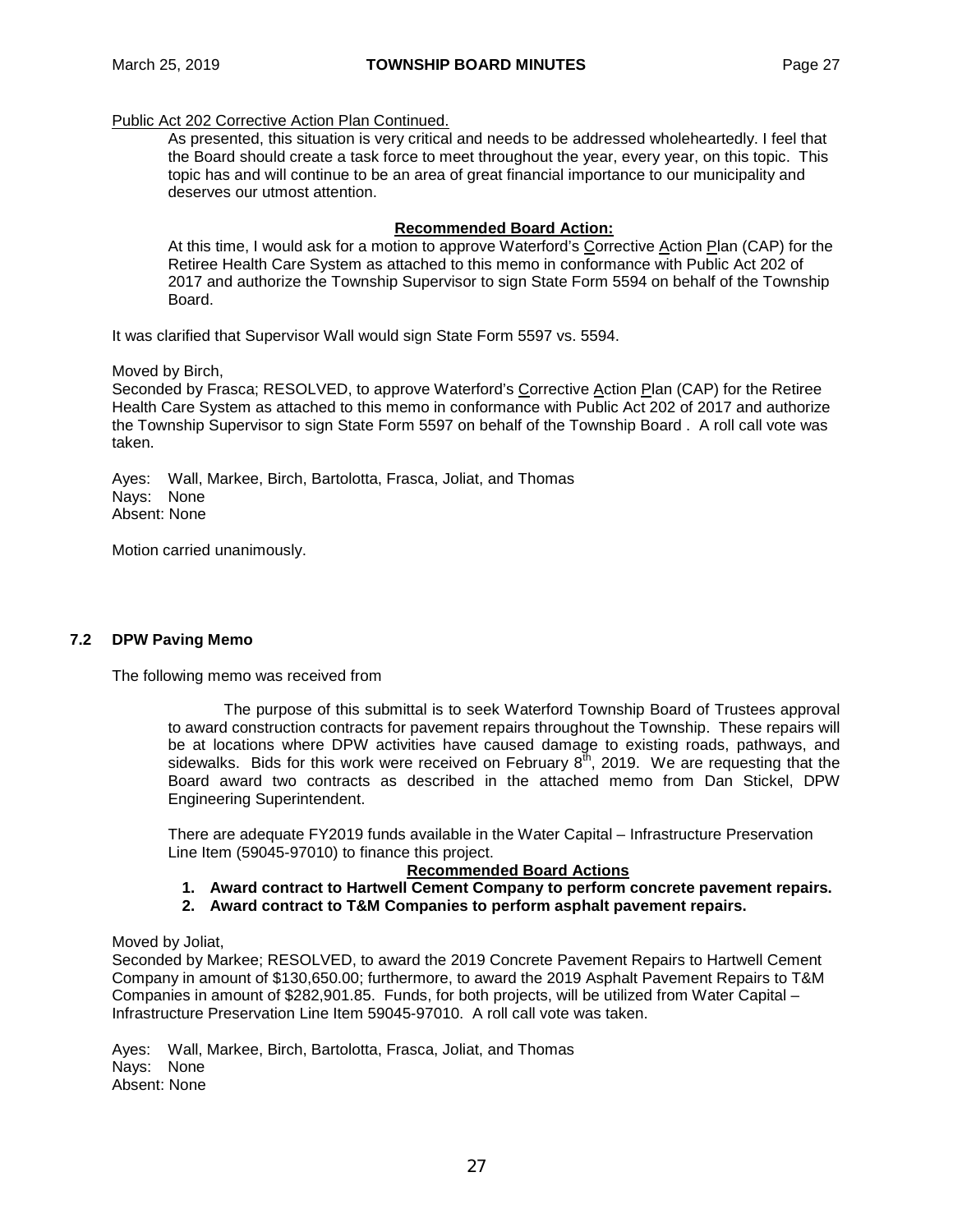Public Act 202 Corrective Action Plan Continued.

As presented, this situation is very critical and needs to be addressed wholeheartedly. I feel that the Board should create a task force to meet throughout the year, every year, on this topic. This topic has and will continue to be an area of great financial importance to our municipality and deserves our utmost attention.

**Recommended Board Action:**

At this time, I would ask for a motion to approve Waterford's Corrective Action Plan (CAP) for the Retiree Health Care System as attached to this memo in conformance with Public Act 202 of 2017 and authorize the Township Supervisor to sign State Form 5594 on behalf of the Township Board.

It was clarified that Supervisor Wall would sign State Form 5597 vs. 5594.

Moved by Birch,
Seconded by Frasca; RESOLVED, to approve Waterford's Corrective Action Plan (CAP) for the Retiree Health Care System as attached to this memo in conformance with Public Act 202 of 2017 and authorize the Township Supervisor to sign State Form 5597 on behalf of the Township Board . A roll call vote was taken.

Ayes: Wall, Markee, Birch, Bartolotta, Frasca, Joliat, and Thomas
Nays: None
Absent: None

Motion carried unanimously.

## 7.2 DPW Paving Memo

The following memo was received from

The purpose of this submittal is to seek Waterford Township Board of Trustees approval to award construction contracts for pavement repairs throughout the Township. These repairs will be at locations where DPW activities have caused damage to existing roads, pathways, and sidewalks. Bids for this work were received on February 8th, 2019. We are requesting that the Board award two contracts as described in the attached memo from Dan Stickel, DPW Engineering Superintendent.

There are adequate FY2019 funds available in the Water Capital – Infrastructure Preservation Line Item (59045-97010) to finance this project.

**Recommended Board Actions**

1. **Award contract to Hartwell Cement Company to perform concrete pavement repairs.**
2. **Award contract to T&M Companies to perform asphalt pavement repairs.**

Moved by Joliat,
Seconded by Markee; RESOLVED, to award the 2019 Concrete Pavement Repairs to Hartwell Cement Company in amount of $130,650.00; furthermore, to award the 2019 Asphalt Pavement Repairs to T&M Companies in amount of $282,901.85. Funds, for both projects, will be utilized from Water Capital – Infrastructure Preservation Line Item 59045-97010. A roll call vote was taken.

Ayes: Wall, Markee, Birch, Bartolotta, Frasca, Joliat, and Thomas
Nays: None
Absent: None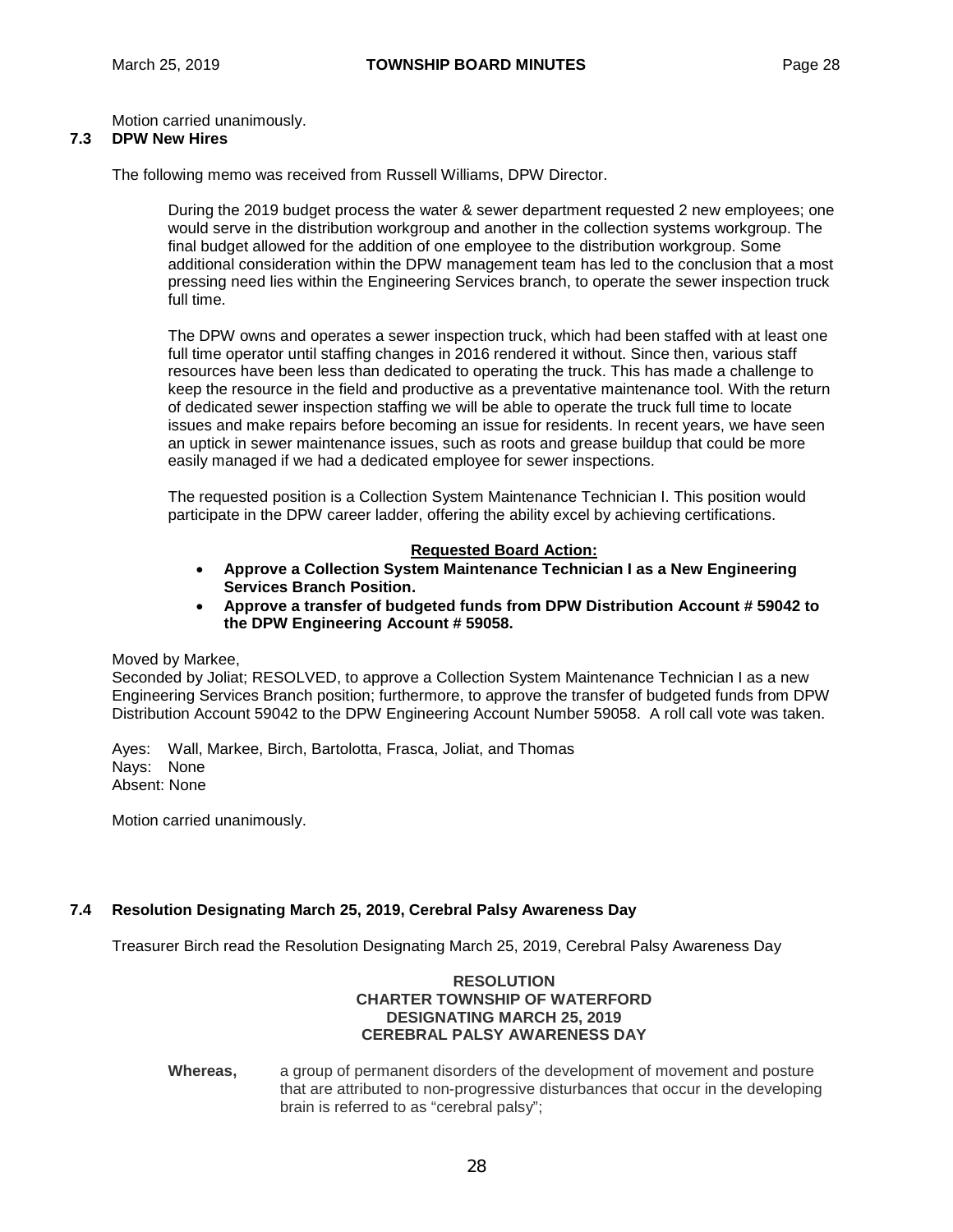Motion carried unanimously.

### 7.3 DPW New Hires

The following memo was received from Russell Williams, DPW Director.

> During the 2019 budget process the water & sewer department requested 2 new employees; one would serve in the distribution workgroup and another in the collection systems workgroup. The final budget allowed for the addition of one employee to the distribution workgroup. Some additional consideration within the DPW management team has led to the conclusion that a most pressing need lies within the Engineering Services branch, to operate the sewer inspection truck full time.
>
> The DPW owns and operates a sewer inspection truck, which had been staffed with at least one full time operator until staffing changes in 2016 rendered it without. Since then, various staff resources have been less than dedicated to operating the truck. This has made a challenge to keep the resource in the field and productive as a preventative maintenance tool. With the return of dedicated sewer inspection staffing we will be able to operate the truck full time to locate issues and make repairs before becoming an issue for residents. In recent years, we have seen an uptick in sewer maintenance issues, such as roots and grease buildup that could be more easily managed if we had a dedicated employee for sewer inspections.
>
> The requested position is a Collection System Maintenance Technician I. This position would participate in the DPW career ladder, offering the ability excel by achieving certifications.
>
> **Requested Board Action:**
>
> - **Approve a Collection System Maintenance Technician I as a New Engineering Services Branch Position.**
> - **Approve a transfer of budgeted funds from DPW Distribution Account # 59042 to the DPW Engineering Account # 59058.**

Moved by Markee,
Seconded by Joliat; RESOLVED, to approve a Collection System Maintenance Technician I as a new Engineering Services Branch position; furthermore, to approve the transfer of budgeted funds from DPW Distribution Account 59042 to the DPW Engineering Account Number 59058. A roll call vote was taken.

Ayes: Wall, Markee, Birch, Bartolotta, Frasca, Joliat, and Thomas
Nays: None
Absent: None

Motion carried unanimously.

### 7.4 Resolution Designating March 25, 2019, Cerebral Palsy Awareness Day

Treasurer Birch read the Resolution Designating March 25, 2019, Cerebral Palsy Awareness Day

**RESOLUTION**
**CHARTER TOWNSHIP OF WATERFORD**
**DESIGNATING MARCH 25, 2019**
**CEREBRAL PALSY AWARENESS DAY**

**Whereas,** a group of permanent disorders of the development of movement and posture that are attributed to non-progressive disturbances that occur in the developing brain is referred to as "cerebral palsy";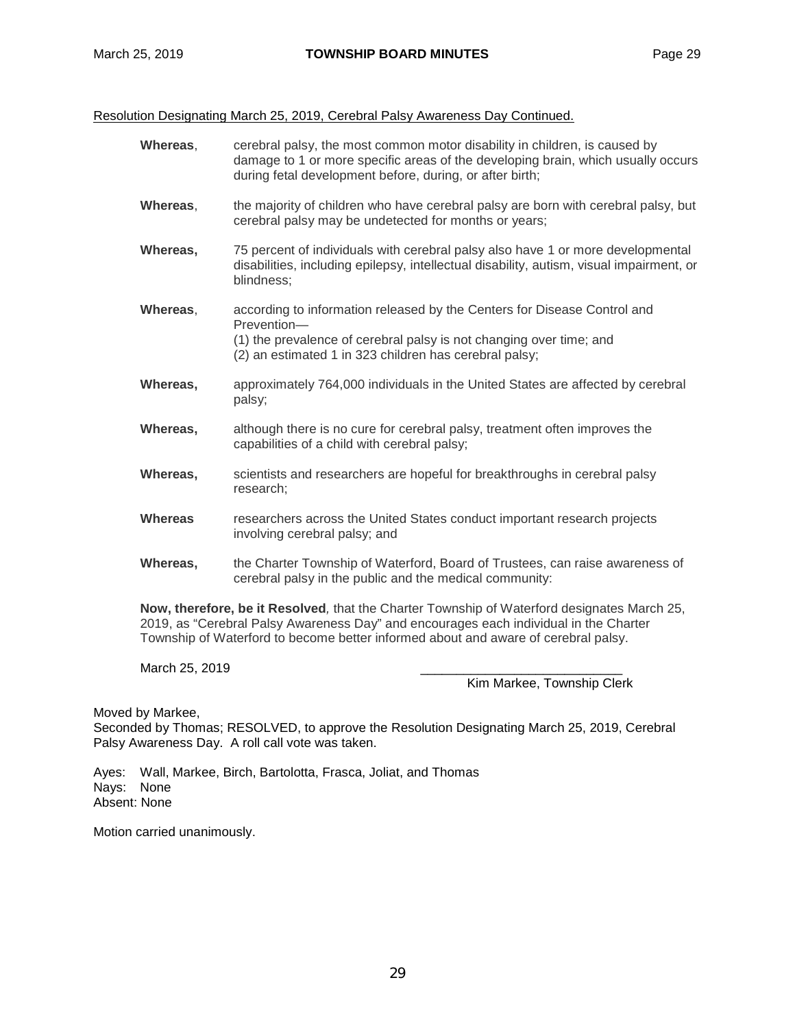Resolution Designating March 25, 2019, Cerebral Palsy Awareness Day Continued.

**Whereas**, cerebral palsy, the most common motor disability in children, is caused by damage to 1 or more specific areas of the developing brain, which usually occurs during fetal development before, during, or after birth;

**Whereas**, the majority of children who have cerebral palsy are born with cerebral palsy, but cerebral palsy may be undetected for months or years;

**Whereas,** 75 percent of individuals with cerebral palsy also have 1 or more developmental disabilities, including epilepsy, intellectual disability, autism, visual impairment, or blindness;

**Whereas**, according to information released by the Centers for Disease Control and Prevention—
(1) the prevalence of cerebral palsy is not changing over time; and
(2) an estimated 1 in 323 children has cerebral palsy;

**Whereas,** approximately 764,000 individuals in the United States are affected by cerebral palsy;

**Whereas,** although there is no cure for cerebral palsy, treatment often improves the capabilities of a child with cerebral palsy;

**Whereas,** scientists and researchers are hopeful for breakthroughs in cerebral palsy research;

**Whereas** researchers across the United States conduct important research projects involving cerebral palsy; and

**Whereas,** the Charter Township of Waterford, Board of Trustees, can raise awareness of cerebral palsy in the public and the medical community:

**Now, therefore, be it Resolved***,* that the Charter Township of Waterford designates March 25, 2019, as "Cerebral Palsy Awareness Day" and encourages each individual in the Charter Township of Waterford to become better informed about and aware of cerebral palsy.

March 25, 2019

\_\_\_\_\_\_\_\_\_\_\_\_\_\_\_\_\_\_\_\_\_\_\_\_\_\_\_\_
Kim Markee, Township Clerk

Moved by Markee,
Seconded by Thomas; RESOLVED, to approve the Resolution Designating March 25, 2019, Cerebral Palsy Awareness Day. A roll call vote was taken.

Ayes: Wall, Markee, Birch, Bartolotta, Frasca, Joliat, and Thomas
Nays: None
Absent: None

Motion carried unanimously.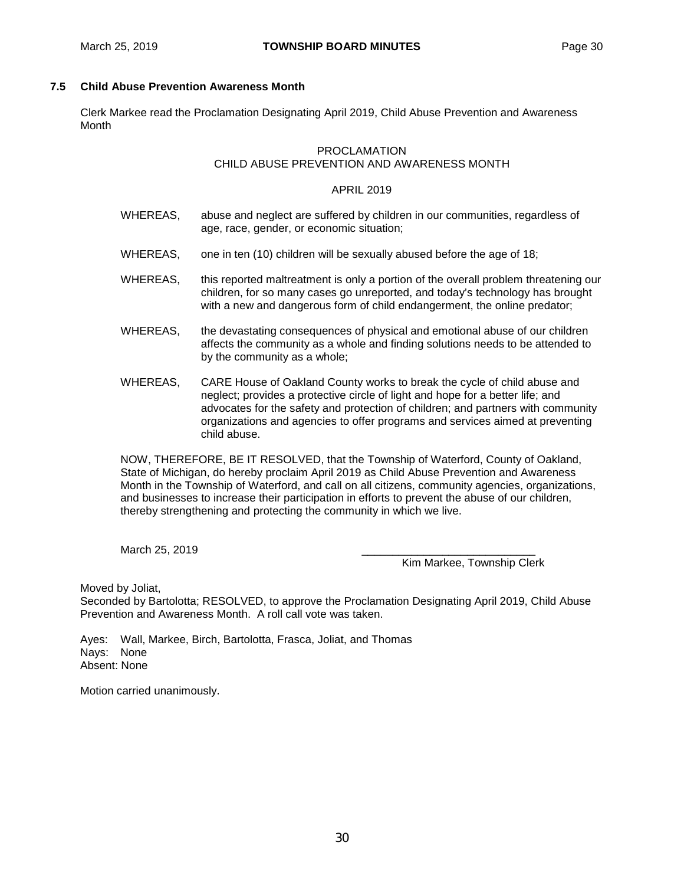### 7.5 Child Abuse Prevention Awareness Month

Clerk Markee read the Proclamation Designating April 2019, Child Abuse Prevention and Awareness Month

PROCLAMATION
CHILD ABUSE PREVENTION AND AWARENESS MONTH

APRIL 2019

WHEREAS, abuse and neglect are suffered by children in our communities, regardless of age, race, gender, or economic situation;

WHEREAS, one in ten (10) children will be sexually abused before the age of 18;

WHEREAS, this reported maltreatment is only a portion of the overall problem threatening our children, for so many cases go unreported, and today's technology has brought with a new and dangerous form of child endangerment, the online predator;

WHEREAS, the devastating consequences of physical and emotional abuse of our children affects the community as a whole and finding solutions needs to be attended to by the community as a whole;

WHEREAS, CARE House of Oakland County works to break the cycle of child abuse and neglect; provides a protective circle of light and hope for a better life; and advocates for the safety and protection of children; and partners with community organizations and agencies to offer programs and services aimed at preventing child abuse.

NOW, THEREFORE, BE IT RESOLVED, that the Township of Waterford, County of Oakland, State of Michigan, do hereby proclaim April 2019 as Child Abuse Prevention and Awareness Month in the Township of Waterford, and call on all citizens, community agencies, organizations, and businesses to increase their participation in efforts to prevent the abuse of our children, thereby strengthening and protecting the community in which we live.

March 25, 2019

____________________________
Kim Markee, Township Clerk

Moved by Joliat,
Seconded by Bartolotta; RESOLVED, to approve the Proclamation Designating April 2019, Child Abuse Prevention and Awareness Month. A roll call vote was taken.

Ayes: Wall, Markee, Birch, Bartolotta, Frasca, Joliat, and Thomas
Nays: None
Absent: None

Motion carried unanimously.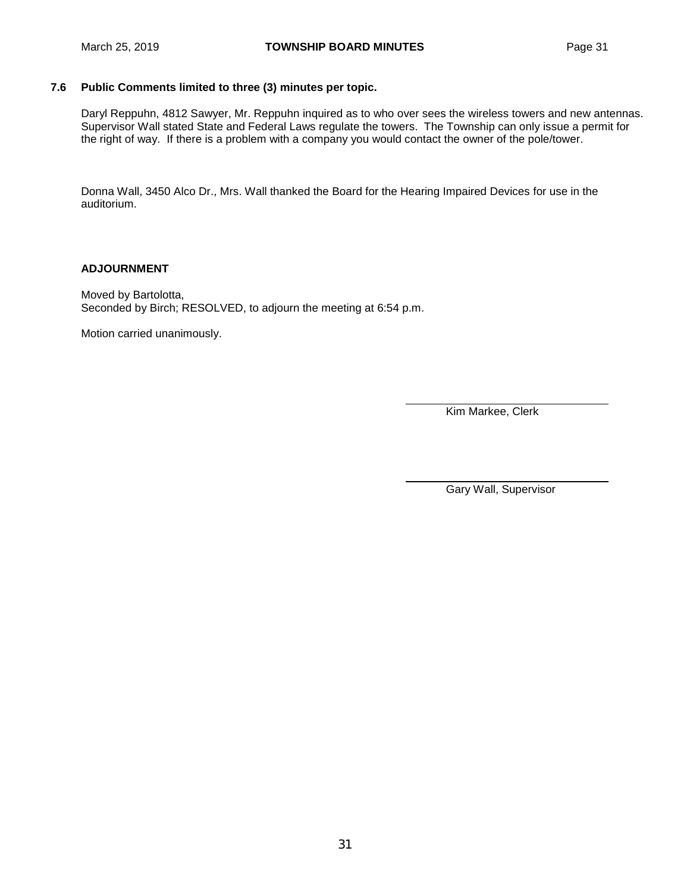**7.6 Public Comments limited to three (3) minutes per topic.**

Daryl Reppuhn, 4812 Sawyer, Mr. Reppuhn inquired as to who over sees the wireless towers and new antennas. Supervisor Wall stated State and Federal Laws regulate the towers. The Township can only issue a permit for the right of way. If there is a problem with a company you would contact the owner of the pole/tower.

Donna Wall, 3450 Alco Dr., Mrs. Wall thanked the Board for the Hearing Impaired Devices for use in the auditorium.

**ADJOURNMENT**

Moved by Bartolotta,
Seconded by Birch; RESOLVED, to adjourn the meeting at 6:54 p.m.

Motion carried unanimously.

Kim Markee, Clerk

Gary Wall, Supervisor